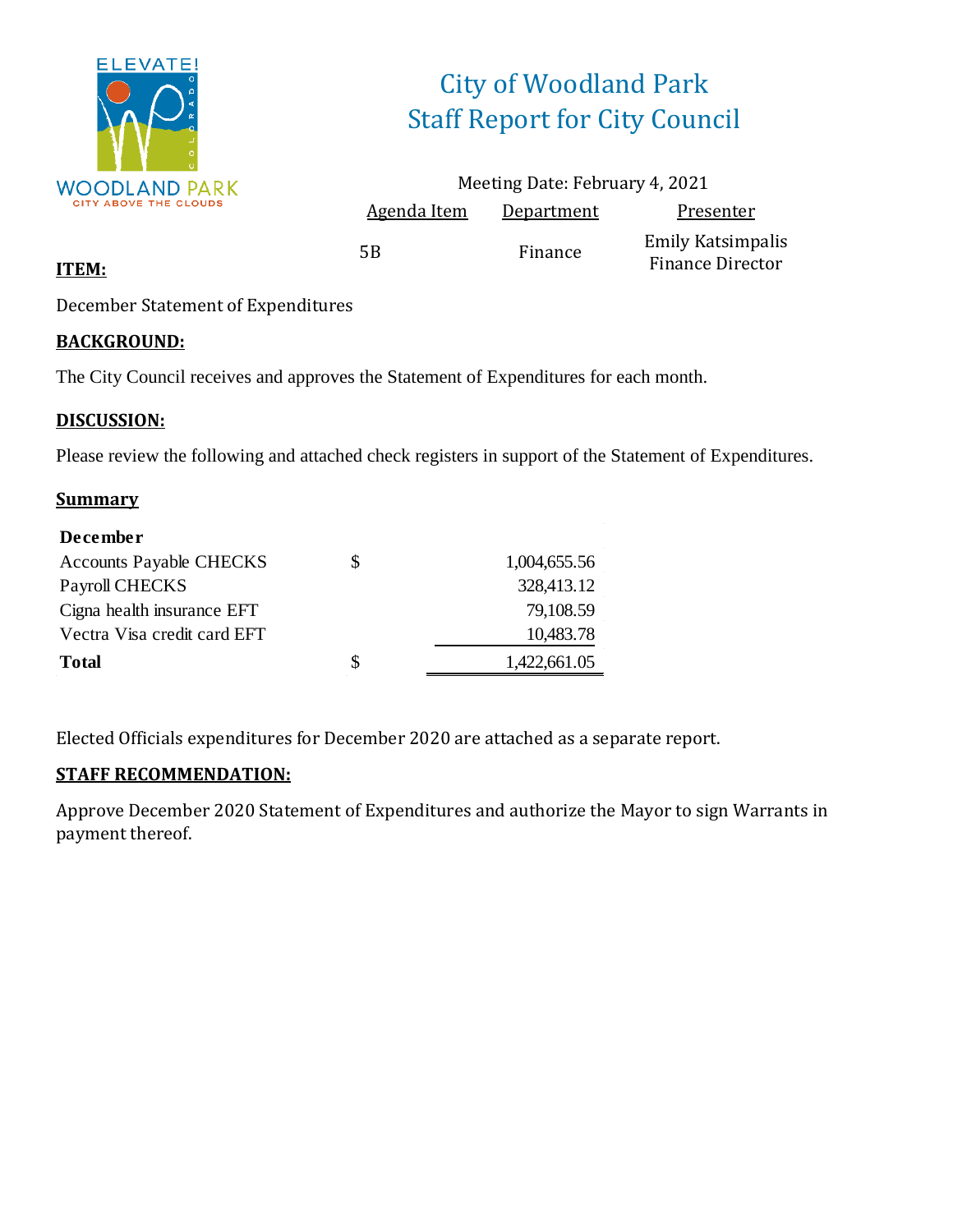ELEVATE!

WOODLAND PARK

CITY ABOVE THE CLOUDS

# City of Woodland Park
# Staff Report for City Council

Meeting Date: February 4, 2021

| Agenda Item | Department | Presenter |
|---|---|---|
| 5B | Finance | Emily Katsimpalis<br>Finance Director |

**ITEM:**

December Statement of Expenditures

**BACKGROUND:**

The City Council receives and approves the Statement of Expenditures for each month.

**DISCUSSION:**

Please review the following and attached check registers in support of the Statement of Expenditures.

**Summary**

| December | | |
|---|---|---|
| Accounts Payable CHECKS | $ | 1,004,655.56 |
| Payroll CHECKS | | 328,413.12 |
| Cigna health insurance EFT | | 79,108.59 |
| Vectra Visa credit card EFT | | 10,483.78 |
| **Total** | $ | 1,422,661.05 |

Elected Officials expenditures for December 2020 are attached as a separate report.

**STAFF RECOMMENDATION:**

Approve December 2020 Statement of Expenditures and authorize the Mayor to sign Warrants in payment thereof.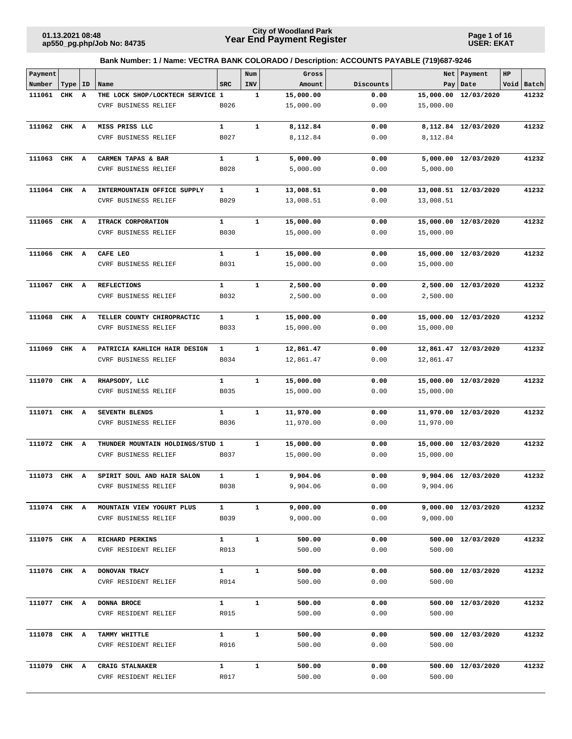**City of Woodland Park**
**Year End Payment Register**

01.13.2021 08:48
ap550_pg.php/Job No: 84735

USER: EKAT

**Bank Number: 1 / Name: VECTRA BANK COLORADO / Description: ACCOUNTS PAYABLE (719)687-9246**

| Payment Number | Type | ID | Name | SRC | Num INV | Gross Amount | Discounts | Net Pay | Payment Date | HP Void | Batch |
|---|---|---|---|---|---|---|---|---|---|---|---|
| **111061** | **CHK** | **A** | **THE LOCK SHOP/LOCKTECH SERVICE** | **1** | **1** | **15,000.00** | **0.00** | **15,000.00** | **12/03/2020** | | **41232** |
| | | | CVRF BUSINESS RELIEF | B026 | | 15,000.00 | 0.00 | 15,000.00 | | | |
| **111062** | **CHK** | **A** | **MISS PRISS LLC** | **1** | **1** | **8,112.84** | **0.00** | **8,112.84** | **12/03/2020** | | **41232** |
| | | | CVRF BUSINESS RELIEF | B027 | | 8,112.84 | 0.00 | 8,112.84 | | | |
| **111063** | **CHK** | **A** | **CARMEN TAPAS & BAR** | **1** | **1** | **5,000.00** | **0.00** | **5,000.00** | **12/03/2020** | | **41232** |
| | | | CVRF BUSINESS RELIEF | B028 | | 5,000.00 | 0.00 | 5,000.00 | | | |
| **111064** | **CHK** | **A** | **INTERMOUNTAIN OFFICE SUPPLY** | **1** | **1** | **13,008.51** | **0.00** | **13,008.51** | **12/03/2020** | | **41232** |
| | | | CVRF BUSINESS RELIEF | B029 | | 13,008.51 | 0.00 | 13,008.51 | | | |
| **111065** | **CHK** | **A** | **ITRACK CORPORATION** | **1** | **1** | **15,000.00** | **0.00** | **15,000.00** | **12/03/2020** | | **41232** |
| | | | CVRF BUSINESS RELIEF | B030 | | 15,000.00 | 0.00 | 15,000.00 | | | |
| **111066** | **CHK** | **A** | **CAFE LEO** | **1** | **1** | **15,000.00** | **0.00** | **15,000.00** | **12/03/2020** | | **41232** |
| | | | CVRF BUSINESS RELIEF | B031 | | 15,000.00 | 0.00 | 15,000.00 | | | |
| **111067** | **CHK** | **A** | **REFLECTIONS** | **1** | **1** | **2,500.00** | **0.00** | **2,500.00** | **12/03/2020** | | **41232** |
| | | | CVRF BUSINESS RELIEF | B032 | | 2,500.00 | 0.00 | 2,500.00 | | | |
| **111068** | **CHK** | **A** | **TELLER COUNTY CHIROPRACTIC** | **1** | **1** | **15,000.00** | **0.00** | **15,000.00** | **12/03/2020** | | **41232** |
| | | | CVRF BUSINESS RELIEF | B033 | | 15,000.00 | 0.00 | 15,000.00 | | | |
| **111069** | **CHK** | **A** | **PATRICIA KAHLICH HAIR DESIGN** | **1** | **1** | **12,861.47** | **0.00** | **12,861.47** | **12/03/2020** | | **41232** |
| | | | CVRF BUSINESS RELIEF | B034 | | 12,861.47 | 0.00 | 12,861.47 | | | |
| **111070** | **CHK** | **A** | **RHAPSODY, LLC** | **1** | **1** | **15,000.00** | **0.00** | **15,000.00** | **12/03/2020** | | **41232** |
| | | | CVRF BUSINESS RELIEF | B035 | | 15,000.00 | 0.00 | 15,000.00 | | | |
| **111071** | **CHK** | **A** | **SEVENTH BLENDS** | **1** | **1** | **11,970.00** | **0.00** | **11,970.00** | **12/03/2020** | | **41232** |
| | | | CVRF BUSINESS RELIEF | B036 | | 11,970.00 | 0.00 | 11,970.00 | | | |
| **111072** | **CHK** | **A** | **THUNDER MOUNTAIN HOLDINGS/STUD** | **1** | **1** | **15,000.00** | **0.00** | **15,000.00** | **12/03/2020** | | **41232** |
| | | | CVRF BUSINESS RELIEF | B037 | | 15,000.00 | 0.00 | 15,000.00 | | | |
| **111073** | **CHK** | **A** | **SPIRIT SOUL AND HAIR SALON** | **1** | **1** | **9,904.06** | **0.00** | **9,904.06** | **12/03/2020** | | **41232** |
| | | | CVRF BUSINESS RELIEF | B038 | | 9,904.06 | 0.00 | 9,904.06 | | | |
| **111074** | **CHK** | **A** | **MOUNTAIN VIEW YOGURT PLUS** | **1** | **1** | **9,000.00** | **0.00** | **9,000.00** | **12/03/2020** | | **41232** |
| | | | CVRF BUSINESS RELIEF | B039 | | 9,000.00 | 0.00 | 9,000.00 | | | |
| **111075** | **CHK** | **A** | **RICHARD PERKINS** | **1** | **1** | **500.00** | **0.00** | **500.00** | **12/03/2020** | | **41232** |
| | | | CVRF RESIDENT RELIEF | R013 | | 500.00 | 0.00 | 500.00 | | | |
| **111076** | **CHK** | **A** | **DONOVAN TRACY** | **1** | **1** | **500.00** | **0.00** | **500.00** | **12/03/2020** | | **41232** |
| | | | CVRF RESIDENT RELIEF | R014 | | 500.00 | 0.00 | 500.00 | | | |
| **111077** | **CHK** | **A** | **DONNA BROCE** | **1** | **1** | **500.00** | **0.00** | **500.00** | **12/03/2020** | | **41232** |
| | | | CVRF RESIDENT RELIEF | R015 | | 500.00 | 0.00 | 500.00 | | | |
| **111078** | **CHK** | **A** | **TAMMY WHITTLE** | **1** | **1** | **500.00** | **0.00** | **500.00** | **12/03/2020** | | **41232** |
| | | | CVRF RESIDENT RELIEF | R016 | | 500.00 | 0.00 | 500.00 | | | |
| **111079** | **CHK** | **A** | **CRAIG STALNAKER** | **1** | **1** | **500.00** | **0.00** | **500.00** | **12/03/2020** | | **41232** |
| | | | CVRF RESIDENT RELIEF | R017 | | 500.00 | 0.00 | 500.00 | | | |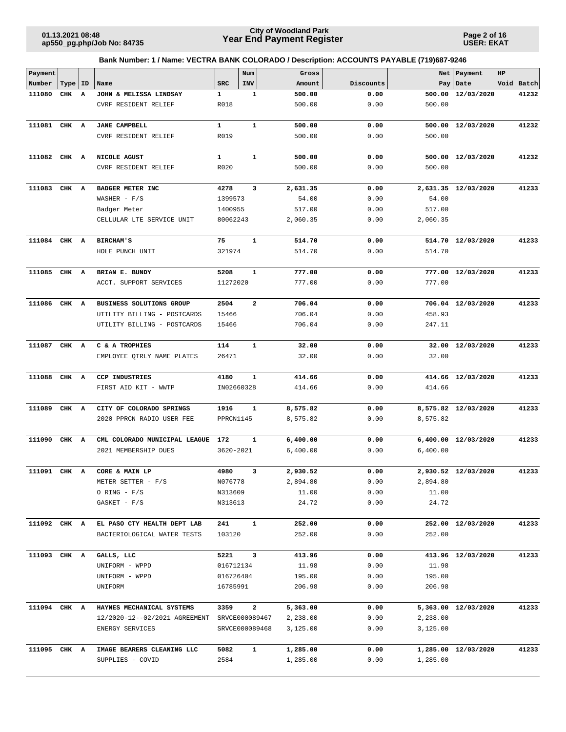**City of Woodland Park**
**Year End Payment Register**

01.13.2021 08:48
ap550_pg.php/Job No: 84735

USER: EKAT

**Bank Number: 1 / Name: VECTRA BANK COLORADO / Description: ACCOUNTS PAYABLE (719)687-9246**

| Payment Number | Type | ID | Name | SRC | Num INV | Gross Amount | Discounts | Net Pay | Payment Date | HP Void | Batch |
|---|---|---|---|---|---|---|---|---|---|---|---|
| 111080 | CHK | A | **JOHN & MELISSA LINDSAY** | 1 | 1 | 500.00 | 0.00 | 500.00 | 12/03/2020 | | 41232 |
| | | | CVRF RESIDENT RELIEF | R018 | | 500.00 | 0.00 | 500.00 | | | |
| 111081 | CHK | A | **JANE CAMPBELL** | 1 | 1 | 500.00 | 0.00 | 500.00 | 12/03/2020 | | 41232 |
| | | | CVRF RESIDENT RELIEF | R019 | | 500.00 | 0.00 | 500.00 | | | |
| 111082 | CHK | A | **NICOLE AGUST** | 1 | 1 | 500.00 | 0.00 | 500.00 | 12/03/2020 | | 41232 |
| | | | CVRF RESIDENT RELIEF | R020 | | 500.00 | 0.00 | 500.00 | | | |
| 111083 | CHK | A | **BADGER METER INC** | 4278 | 3 | 2,631.35 | 0.00 | 2,631.35 | 12/03/2020 | | 41233 |
| | | | WASHER - F/S | 1399573 | | 54.00 | 0.00 | 54.00 | | | |
| | | | Badger Meter | 1400955 | | 517.00 | 0.00 | 517.00 | | | |
| | | | CELLULAR LTE SERVICE UNIT | 80062243 | | 2,060.35 | 0.00 | 2,060.35 | | | |
| 111084 | CHK | A | **BIRCHAM'S** | 75 | 1 | 514.70 | 0.00 | 514.70 | 12/03/2020 | | 41233 |
| | | | HOLE PUNCH UNIT | 321974 | | 514.70 | 0.00 | 514.70 | | | |
| 111085 | CHK | A | **BRIAN E. BUNDY** | 5208 | 1 | 777.00 | 0.00 | 777.00 | 12/03/2020 | | 41233 |
| | | | ACCT. SUPPORT SERVICES | 11272020 | | 777.00 | 0.00 | 777.00 | | | |
| 111086 | CHK | A | **BUSINESS SOLUTIONS GROUP** | 2504 | 2 | 706.04 | 0.00 | 706.04 | 12/03/2020 | | 41233 |
| | | | UTILITY BILLING - POSTCARDS | 15466 | | 706.04 | 0.00 | 458.93 | | | |
| | | | UTILITY BILLING - POSTCARDS | 15466 | | 706.04 | 0.00 | 247.11 | | | |
| 111087 | CHK | A | **C & A TROPHIES** | 114 | 1 | 32.00 | 0.00 | 32.00 | 12/03/2020 | | 41233 |
| | | | EMPLOYEE QTRLY NAME PLATES | 26471 | | 32.00 | 0.00 | 32.00 | | | |
| 111088 | CHK | A | **CCP INDUSTRIES** | 4180 | 1 | 414.66 | 0.00 | 414.66 | 12/03/2020 | | 41233 |
| | | | FIRST AID KIT - WWTP | IN02660328 | | 414.66 | 0.00 | 414.66 | | | |
| 111089 | CHK | A | **CITY OF COLORADO SPRINGS** | 1916 | 1 | 8,575.82 | 0.00 | 8,575.82 | 12/03/2020 | | 41233 |
| | | | 2020 PPRCN RADIO USER FEE | PPRCN1145 | | 8,575.82 | 0.00 | 8,575.82 | | | |
| 111090 | CHK | A | **CML COLORADO MUNICIPAL LEAGUE** | 172 | 1 | 6,400.00 | 0.00 | 6,400.00 | 12/03/2020 | | 41233 |
| | | | 2021 MEMBERSHIP DUES | 3620-2021 | | 6,400.00 | 0.00 | 6,400.00 | | | |
| 111091 | CHK | A | **CORE & MAIN LP** | 4980 | 3 | 2,930.52 | 0.00 | 2,930.52 | 12/03/2020 | | 41233 |
| | | | METER SETTER - F/S | N076778 | | 2,894.80 | 0.00 | 2,894.80 | | | |
| | | | O RING - F/S | N313609 | | 11.00 | 0.00 | 11.00 | | | |
| | | | GASKET - F/S | N313613 | | 24.72 | 0.00 | 24.72 | | | |
| 111092 | CHK | A | **EL PASO CTY HEALTH DEPT LAB** | 241 | 1 | 252.00 | 0.00 | 252.00 | 12/03/2020 | | 41233 |
| | | | BACTERIOLOGICAL WATER TESTS | 103120 | | 252.00 | 0.00 | 252.00 | | | |
| 111093 | CHK | A | **GALLS, LLC** | 5221 | 3 | 413.96 | 0.00 | 413.96 | 12/03/2020 | | 41233 |
| | | | UNIFORM - WPPD | 016712134 | | 11.98 | 0.00 | 11.98 | | | |
| | | | UNIFORM - WPPD | 016726404 | | 195.00 | 0.00 | 195.00 | | | |
| | | | UNIFORM | 16785991 | | 206.98 | 0.00 | 206.98 | | | |
| 111094 | CHK | A | **HAYNES MECHANICAL SYSTEMS** | 3359 | 2 | 5,363.00 | 0.00 | 5,363.00 | 12/03/2020 | | 41233 |
| | | | 12/2020-12--02/2021 AGREEMENT | SRVCE000089467 | | 2,238.00 | 0.00 | 2,238.00 | | | |
| | | | ENERGY SERVICES | SRVCE000089468 | | 3,125.00 | 0.00 | 3,125.00 | | | |
| 111095 | CHK | A | **IMAGE BEARERS CLEANING LLC** | 5082 | 1 | 1,285.00 | 0.00 | 1,285.00 | 12/03/2020 | | 41233 |
| | | | SUPPLIES - COVID | 2584 | | 1,285.00 | 0.00 | 1,285.00 | | | |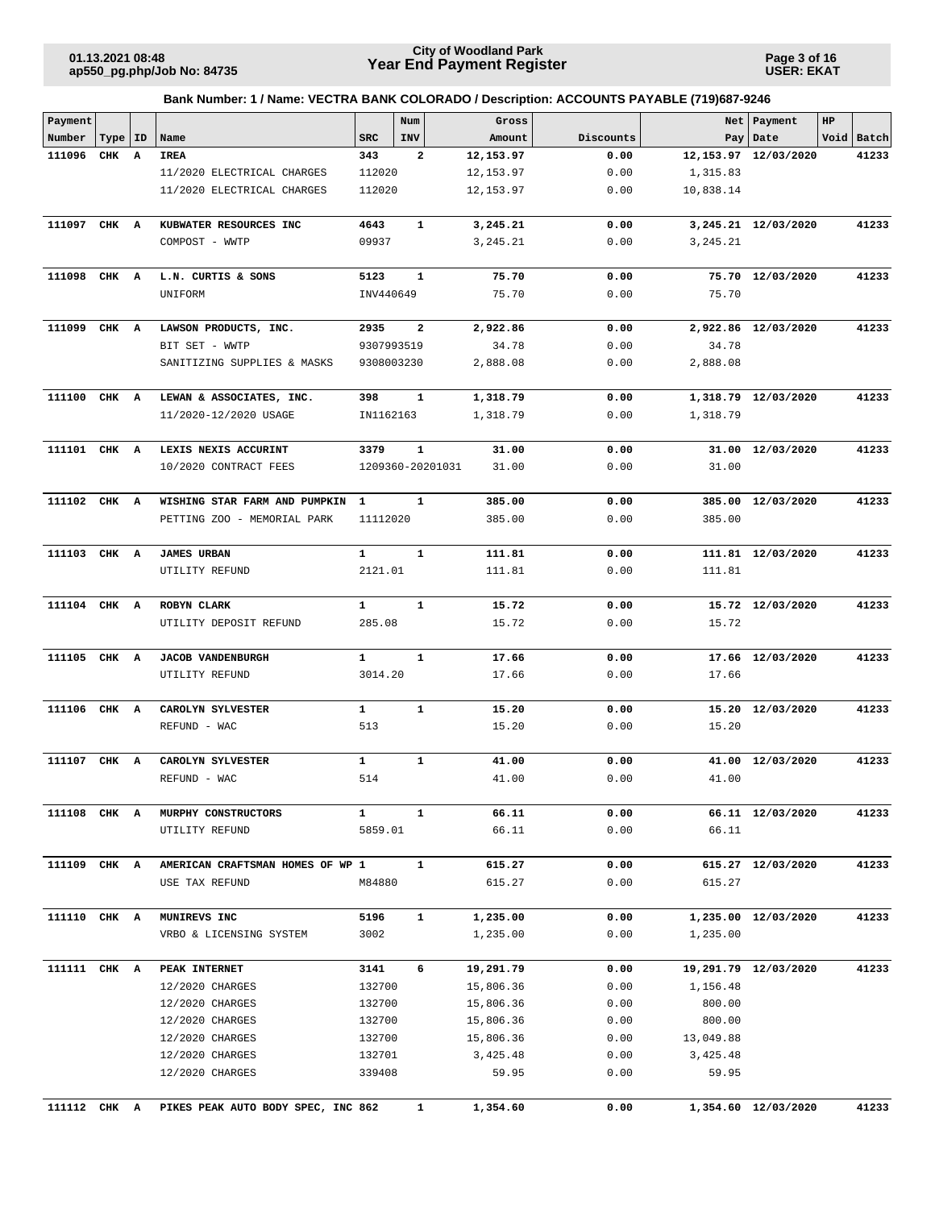**City of Woodland Park**
**Year End Payment Register**

01.13.2021 08:48
ap550_pg.php/Job No: 84735

USER: EKAT

**Bank Number: 1 / Name: VECTRA BANK COLORADO / Description: ACCOUNTS PAYABLE (719)687-9246**

| Payment Number | Type | ID | Name | SRC | Num INV | Gross Amount | Discounts | Net Pay | Payment Date | HP Void | Batch |
|---|---|---|---|---|---|---|---|---|---|---|---|
| **111096** | **CHK** | **A** | **IREA** | **343** | **2** | **12,153.97** | **0.00** | **12,153.97** | **12/03/2020** | | **41233** |
| | | | 11/2020 ELECTRICAL CHARGES | 112020 | | 12,153.97 | 0.00 | 1,315.83 | | | |
| | | | 11/2020 ELECTRICAL CHARGES | 112020 | | 12,153.97 | 0.00 | 10,838.14 | | | |
| **111097** | **CHK** | **A** | **KUBWATER RESOURCES INC** | **4643** | **1** | **3,245.21** | **0.00** | **3,245.21** | **12/03/2020** | | **41233** |
| | | | COMPOST - WWTP | 09937 | | 3,245.21 | 0.00 | 3,245.21 | | | |
| **111098** | **CHK** | **A** | **L.N. CURTIS & SONS** | **5123** | **1** | **75.70** | **0.00** | **75.70** | **12/03/2020** | | **41233** |
| | | | UNIFORM | INV440649 | | 75.70 | 0.00 | 75.70 | | | |
| **111099** | **CHK** | **A** | **LAWSON PRODUCTS, INC.** | **2935** | **2** | **2,922.86** | **0.00** | **2,922.86** | **12/03/2020** | | **41233** |
| | | | BIT SET - WWTP | 9307993519 | | 34.78 | 0.00 | 34.78 | | | |
| | | | SANITIZING SUPPLIES & MASKS | 9308003230 | | 2,888.08 | 0.00 | 2,888.08 | | | |
| **111100** | **CHK** | **A** | **LEWAN & ASSOCIATES, INC.** | **398** | **1** | **1,318.79** | **0.00** | **1,318.79** | **12/03/2020** | | **41233** |
| | | | 11/2020-12/2020 USAGE | IN1162163 | | 1,318.79 | 0.00 | 1,318.79 | | | |
| **111101** | **CHK** | **A** | **LEXIS NEXIS ACCURINT** | **3379** | **1** | **31.00** | **0.00** | **31.00** | **12/03/2020** | | **41233** |
| | | | 10/2020 CONTRACT FEES | 1209360-20201031 | | 31.00 | 0.00 | 31.00 | | | |
| **111102** | **CHK** | **A** | **WISHING STAR FARM AND PUMPKIN** | **1** | **1** | **385.00** | **0.00** | **385.00** | **12/03/2020** | | **41233** |
| | | | PETTING ZOO - MEMORIAL PARK | 11112020 | | 385.00 | 0.00 | 385.00 | | | |
| **111103** | **CHK** | **A** | **JAMES URBAN** | **1** | **1** | **111.81** | **0.00** | **111.81** | **12/03/2020** | | **41233** |
| | | | UTILITY REFUND | 2121.01 | | 111.81 | 0.00 | 111.81 | | | |
| **111104** | **CHK** | **A** | **ROBYN CLARK** | **1** | **1** | **15.72** | **0.00** | **15.72** | **12/03/2020** | | **41233** |
| | | | UTILITY DEPOSIT REFUND | 285.08 | | 15.72 | 0.00 | 15.72 | | | |
| **111105** | **CHK** | **A** | **JACOB VANDENBURGH** | **1** | **1** | **17.66** | **0.00** | **17.66** | **12/03/2020** | | **41233** |
| | | | UTILITY REFUND | 3014.20 | | 17.66 | 0.00 | 17.66 | | | |
| **111106** | **CHK** | **A** | **CAROLYN SYLVESTER** | **1** | **1** | **15.20** | **0.00** | **15.20** | **12/03/2020** | | **41233** |
| | | | REFUND - WAC | 513 | | 15.20 | 0.00 | 15.20 | | | |
| **111107** | **CHK** | **A** | **CAROLYN SYLVESTER** | **1** | **1** | **41.00** | **0.00** | **41.00** | **12/03/2020** | | **41233** |
| | | | REFUND - WAC | 514 | | 41.00 | 0.00 | 41.00 | | | |
| **111108** | **CHK** | **A** | **MURPHY CONSTRUCTORS** | **1** | **1** | **66.11** | **0.00** | **66.11** | **12/03/2020** | | **41233** |
| | | | UTILITY REFUND | 5859.01 | | 66.11 | 0.00 | 66.11 | | | |
| **111109** | **CHK** | **A** | **AMERICAN CRAFTSMAN HOMES OF WP** | **1** | **1** | **615.27** | **0.00** | **615.27** | **12/03/2020** | | **41233** |
| | | | USE TAX REFUND | M84880 | | 615.27 | 0.00 | 615.27 | | | |
| **111110** | **CHK** | **A** | **MUNIREVS INC** | **5196** | **1** | **1,235.00** | **0.00** | **1,235.00** | **12/03/2020** | | **41233** |
| | | | VRBO & LICENSING SYSTEM | 3002 | | 1,235.00 | 0.00 | 1,235.00 | | | |
| **111111** | **CHK** | **A** | **PEAK INTERNET** | **3141** | **6** | **19,291.79** | **0.00** | **19,291.79** | **12/03/2020** | | **41233** |
| | | | 12/2020 CHARGES | 132700 | | 15,806.36 | 0.00 | 1,156.48 | | | |
| | | | 12/2020 CHARGES | 132700 | | 15,806.36 | 0.00 | 800.00 | | | |
| | | | 12/2020 CHARGES | 132700 | | 15,806.36 | 0.00 | 800.00 | | | |
| | | | 12/2020 CHARGES | 132700 | | 15,806.36 | 0.00 | 13,049.88 | | | |
| | | | 12/2020 CHARGES | 132701 | | 3,425.48 | 0.00 | 3,425.48 | | | |
| | | | 12/2020 CHARGES | 339408 | | 59.95 | 0.00 | 59.95 | | | |
| **111112** | **CHK** | **A** | **PIKES PEAK AUTO BODY SPEC, INC** | **862** | **1** | **1,354.60** | **0.00** | **1,354.60** | **12/03/2020** | | **41233** |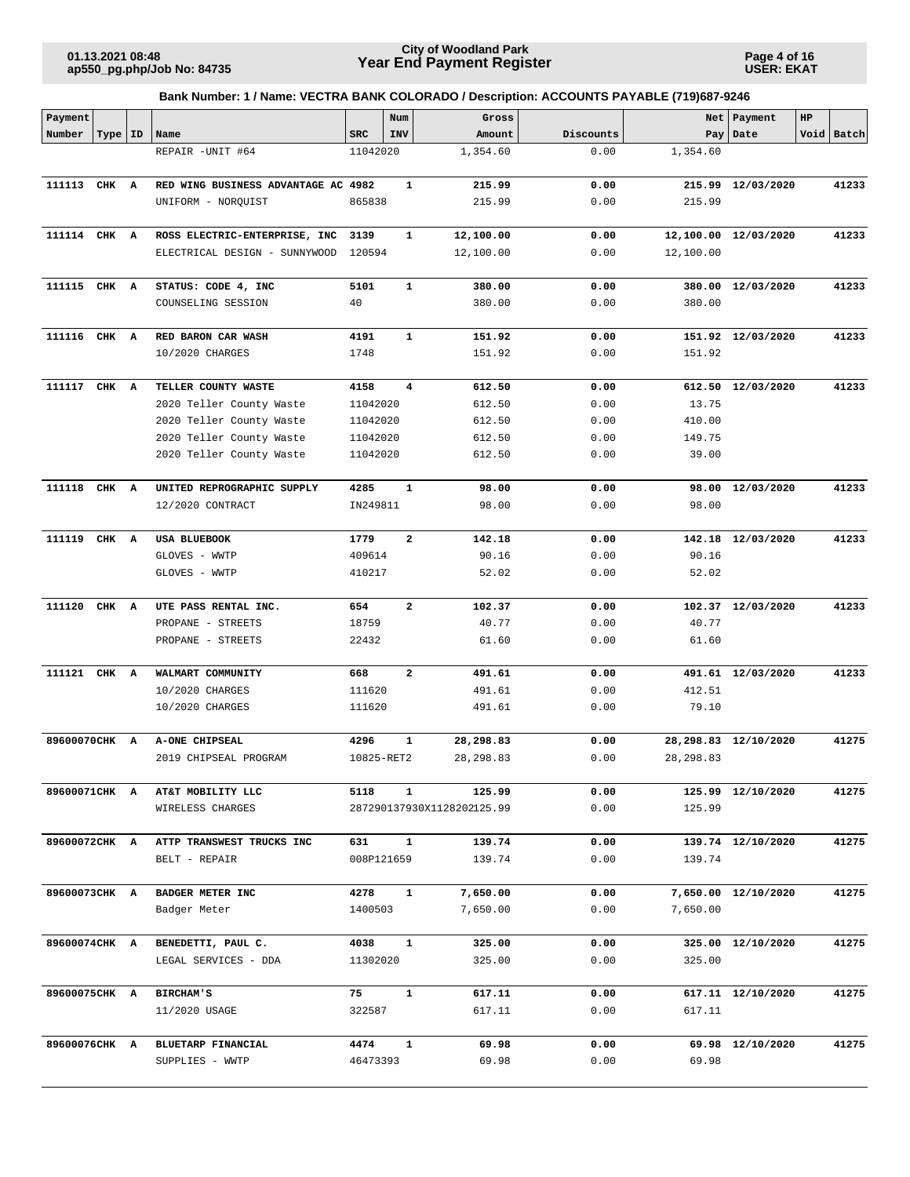**City of Woodland Park**
**Year End Payment Register**

**Bank Number: 1 / Name: VECTRA BANK COLORADO / Description: ACCOUNTS PAYABLE (719)687-9246**

| Payment Number | Type | ID | Name | SRC | Num INV | Gross Amount | Discounts | Net Pay | Payment Date | HP Void | Batch |
|---|---|---|---|---|---|---|---|---|---|---|---|
| | | | REPAIR -UNIT #64 | 11042020 | | 1,354.60 | 0.00 | 1,354.60 | | | |
| **111113** | **CHK** | **A** | **RED WING BUSINESS ADVANTAGE AC** | **4982** | **1** | **215.99** | **0.00** | **215.99** | **12/03/2020** | | **41233** |
| | | | UNIFORM - NORQUIST | 865838 | | 215.99 | 0.00 | 215.99 | | | |
| **111114** | **CHK** | **A** | **ROSS ELECTRIC-ENTERPRISE, INC** | **3139** | **1** | **12,100.00** | **0.00** | **12,100.00** | **12/03/2020** | | **41233** |
| | | | ELECTRICAL DESIGN - SUNNYWOOD | 120594 | | 12,100.00 | 0.00 | 12,100.00 | | | |
| **111115** | **CHK** | **A** | **STATUS: CODE 4, INC** | **5101** | **1** | **380.00** | **0.00** | **380.00** | **12/03/2020** | | **41233** |
| | | | COUNSELING SESSION | 40 | | 380.00 | 0.00 | 380.00 | | | |
| **111116** | **CHK** | **A** | **RED BARON CAR WASH** | **4191** | **1** | **151.92** | **0.00** | **151.92** | **12/03/2020** | | **41233** |
| | | | 10/2020 CHARGES | 1748 | | 151.92 | 0.00 | 151.92 | | | |
| **111117** | **CHK** | **A** | **TELLER COUNTY WASTE** | **4158** | **4** | **612.50** | **0.00** | **612.50** | **12/03/2020** | | **41233** |
| | | | 2020 Teller County Waste | 11042020 | | 612.50 | 0.00 | 13.75 | | | |
| | | | 2020 Teller County Waste | 11042020 | | 612.50 | 0.00 | 410.00 | | | |
| | | | 2020 Teller County Waste | 11042020 | | 612.50 | 0.00 | 149.75 | | | |
| | | | 2020 Teller County Waste | 11042020 | | 612.50 | 0.00 | 39.00 | | | |
| **111118** | **CHK** | **A** | **UNITED REPROGRAPHIC SUPPLY** | **4285** | **1** | **98.00** | **0.00** | **98.00** | **12/03/2020** | | **41233** |
| | | | 12/2020 CONTRACT | IN249811 | | 98.00 | 0.00 | 98.00 | | | |
| **111119** | **CHK** | **A** | **USA BLUEBOOK** | **1779** | **2** | **142.18** | **0.00** | **142.18** | **12/03/2020** | | **41233** |
| | | | GLOVES - WWTP | 409614 | | 90.16 | 0.00 | 90.16 | | | |
| | | | GLOVES - WWTP | 410217 | | 52.02 | 0.00 | 52.02 | | | |
| **111120** | **CHK** | **A** | **UTE PASS RENTAL INC.** | **654** | **2** | **102.37** | **0.00** | **102.37** | **12/03/2020** | | **41233** |
| | | | PROPANE - STREETS | 18759 | | 40.77 | 0.00 | 40.77 | | | |
| | | | PROPANE - STREETS | 22432 | | 61.60 | 0.00 | 61.60 | | | |
| **111121** | **CHK** | **A** | **WALMART COMMUNITY** | **668** | **2** | **491.61** | **0.00** | **491.61** | **12/03/2020** | | **41233** |
| | | | 10/2020 CHARGES | 111620 | | 491.61 | 0.00 | 412.51 | | | |
| | | | 10/2020 CHARGES | 111620 | | 491.61 | 0.00 | 79.10 | | | |
| **89600070** | **CHK** | **A** | **A-ONE CHIPSEAL** | **4296** | **1** | **28,298.83** | **0.00** | **28,298.83** | **12/10/2020** | | **41275** |
| | | | 2019 CHIPSEAL PROGRAM | 10825-RET2 | | 28,298.83 | 0.00 | 28,298.83 | | | |
| **89600071** | **CHK** | **A** | **AT&T MOBILITY LLC** | **5118** | **1** | **125.99** | **0.00** | **125.99** | **12/10/2020** | | **41275** |
| | | | WIRELESS CHARGES | 287290137930X1128202 | | 125.99 | 0.00 | 125.99 | | | |
| **89600072** | **CHK** | **A** | **ATTP TRANSWEST TRUCKS INC** | **631** | **1** | **139.74** | **0.00** | **139.74** | **12/10/2020** | | **41275** |
| | | | BELT - REPAIR | 008P121659 | | 139.74 | 0.00 | 139.74 | | | |
| **89600073** | **CHK** | **A** | **BADGER METER INC** | **4278** | **1** | **7,650.00** | **0.00** | **7,650.00** | **12/10/2020** | | **41275** |
| | | | Badger Meter | 1400503 | | 7,650.00 | 0.00 | 7,650.00 | | | |
| **89600074** | **CHK** | **A** | **BENEDETTI, PAUL C.** | **4038** | **1** | **325.00** | **0.00** | **325.00** | **12/10/2020** | | **41275** |
| | | | LEGAL SERVICES - DDA | 11302020 | | 325.00 | 0.00 | 325.00 | | | |
| **89600075** | **CHK** | **A** | **BIRCHAM'S** | **75** | **1** | **617.11** | **0.00** | **617.11** | **12/10/2020** | | **41275** |
| | | | 11/2020 USAGE | 322587 | | 617.11 | 0.00 | 617.11 | | | |
| **89600076** | **CHK** | **A** | **BLUETARP FINANCIAL** | **4474** | **1** | **69.98** | **0.00** | **69.98** | **12/10/2020** | | **41275** |
| | | | SUPPLIES - WWTP | 46473393 | | 69.98 | 0.00 | 69.98 | | | |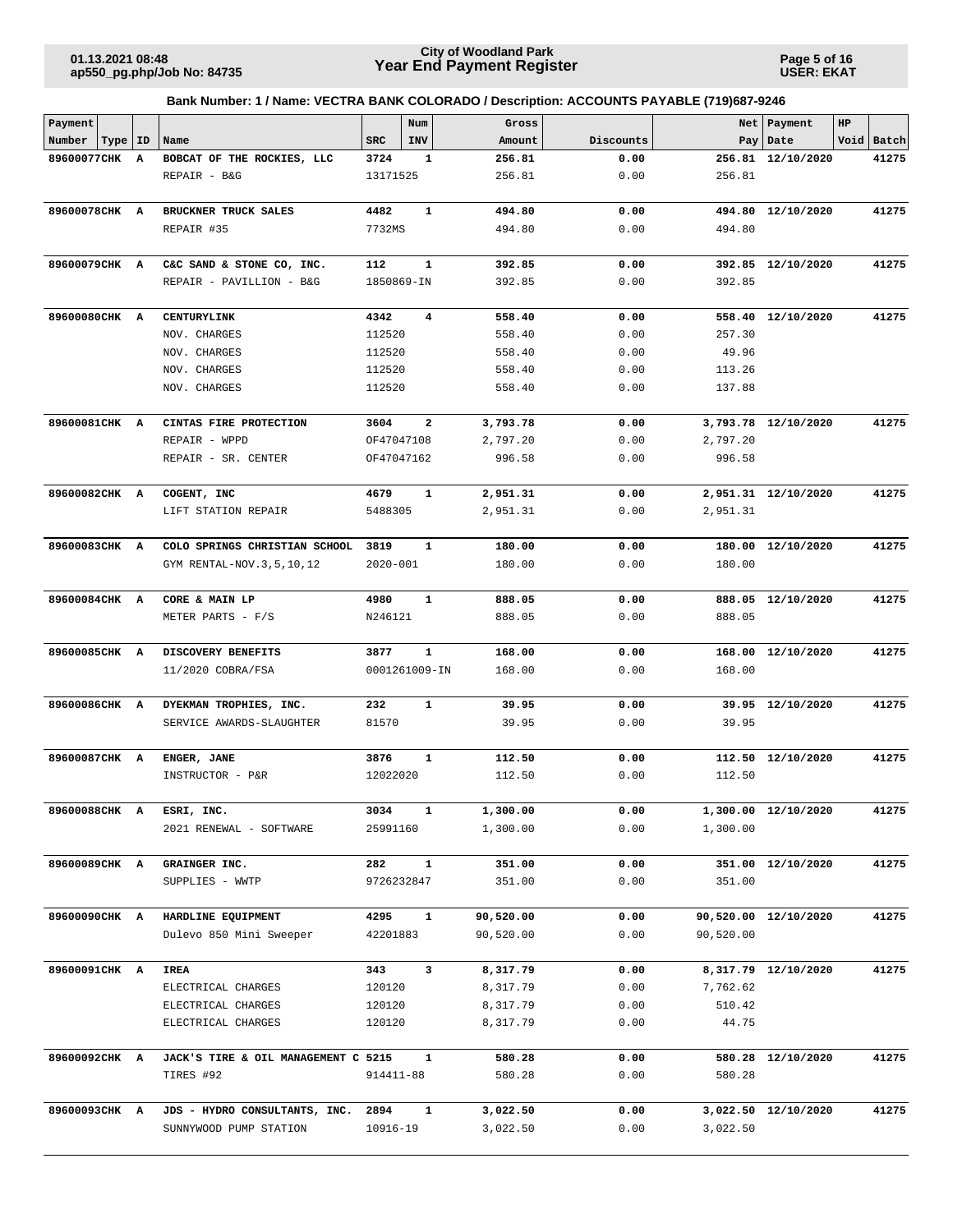# City of Woodland Park
## Year End Payment Register

01.13.2021 08:48
ap550_pg.php/Job No: 84735

USER: EKAT

**Bank Number: 1 / Name: VECTRA BANK COLORADO / Description: ACCOUNTS PAYABLE (719)687-9246**

| Payment Number | Type | ID | Name | SRC | Num INV | Gross Amount | Discounts | Net Pay | Payment Date | HP Void | Batch |
|---|---|---|---|---|---|---|---|---|---|---|---|
| **89600077** | **CHK** | **A** | **BOBCAT OF THE ROCKIES, LLC** | **3724** | **1** | **256.81** | **0.00** | **256.81** | **12/10/2020** | | **41275** |
| | | | REPAIR - B&G | 13171525 | | 256.81 | 0.00 | 256.81 | | | |
| **89600078** | **CHK** | **A** | **BRUCKNER TRUCK SALES** | **4482** | **1** | **494.80** | **0.00** | **494.80** | **12/10/2020** | | **41275** |
| | | | REPAIR #35 | 7732MS | | 494.80 | 0.00 | 494.80 | | | |
| **89600079** | **CHK** | **A** | **C&C SAND & STONE CO, INC.** | **112** | **1** | **392.85** | **0.00** | **392.85** | **12/10/2020** | | **41275** |
| | | | REPAIR - PAVILLION - B&G | 1850869-IN | | 392.85 | 0.00 | 392.85 | | | |
| **89600080** | **CHK** | **A** | **CENTURYLINK** | **4342** | **4** | **558.40** | **0.00** | **558.40** | **12/10/2020** | | **41275** |
| | | | NOV. CHARGES | 112520 | | 558.40 | 0.00 | 257.30 | | | |
| | | | NOV. CHARGES | 112520 | | 558.40 | 0.00 | 49.96 | | | |
| | | | NOV. CHARGES | 112520 | | 558.40 | 0.00 | 113.26 | | | |
| | | | NOV. CHARGES | 112520 | | 558.40 | 0.00 | 137.88 | | | |
| **89600081** | **CHK** | **A** | **CINTAS FIRE PROTECTION** | **3604** | **2** | **3,793.78** | **0.00** | **3,793.78** | **12/10/2020** | | **41275** |
| | | | REPAIR - WPPD | OF47047108 | | 2,797.20 | 0.00 | 2,797.20 | | | |
| | | | REPAIR - SR. CENTER | OF47047162 | | 996.58 | 0.00 | 996.58 | | | |
| **89600082** | **CHK** | **A** | **COGENT, INC** | **4679** | **1** | **2,951.31** | **0.00** | **2,951.31** | **12/10/2020** | | **41275** |
| | | | LIFT STATION REPAIR | 5488305 | | 2,951.31 | 0.00 | 2,951.31 | | | |
| **89600083** | **CHK** | **A** | **COLO SPRINGS CHRISTIAN SCHOOL** | **3819** | **1** | **180.00** | **0.00** | **180.00** | **12/10/2020** | | **41275** |
| | | | GYM RENTAL-NOV.3,5,10,12 | 2020-001 | | 180.00 | 0.00 | 180.00 | | | |
| **89600084** | **CHK** | **A** | **CORE & MAIN LP** | **4980** | **1** | **888.05** | **0.00** | **888.05** | **12/10/2020** | | **41275** |
| | | | METER PARTS - F/S | N246121 | | 888.05 | 0.00 | 888.05 | | | |
| **89600085** | **CHK** | **A** | **DISCOVERY BENEFITS** | **3877** | **1** | **168.00** | **0.00** | **168.00** | **12/10/2020** | | **41275** |
| | | | 11/2020 COBRA/FSA | 0001261009-IN | | 168.00 | 0.00 | 168.00 | | | |
| **89600086** | **CHK** | **A** | **DYEKMAN TROPHIES, INC.** | **232** | **1** | **39.95** | **0.00** | **39.95** | **12/10/2020** | | **41275** |
| | | | SERVICE AWARDS-SLAUGHTER | 81570 | | 39.95 | 0.00 | 39.95 | | | |
| **89600087** | **CHK** | **A** | **ENGER, JANE** | **3876** | **1** | **112.50** | **0.00** | **112.50** | **12/10/2020** | | **41275** |
| | | | INSTRUCTOR - P&R | 12022020 | | 112.50 | 0.00 | 112.50 | | | |
| **89600088** | **CHK** | **A** | **ESRI, INC.** | **3034** | **1** | **1,300.00** | **0.00** | **1,300.00** | **12/10/2020** | | **41275** |
| | | | 2021 RENEWAL - SOFTWARE | 25991160 | | 1,300.00 | 0.00 | 1,300.00 | | | |
| **89600089** | **CHK** | **A** | **GRAINGER INC.** | **282** | **1** | **351.00** | **0.00** | **351.00** | **12/10/2020** | | **41275** |
| | | | SUPPLIES - WWTP | 9726232847 | | 351.00 | 0.00 | 351.00 | | | |
| **89600090** | **CHK** | **A** | **HARDLINE EQUIPMENT** | **4295** | **1** | **90,520.00** | **0.00** | **90,520.00** | **12/10/2020** | | **41275** |
| | | | Dulevo 850 Mini Sweeper | 42201883 | | 90,520.00 | 0.00 | 90,520.00 | | | |
| **89600091** | **CHK** | **A** | **IREA** | **343** | **3** | **8,317.79** | **0.00** | **8,317.79** | **12/10/2020** | | **41275** |
| | | | ELECTRICAL CHARGES | 120120 | | 8,317.79 | 0.00 | 7,762.62 | | | |
| | | | ELECTRICAL CHARGES | 120120 | | 8,317.79 | 0.00 | 510.42 | | | |
| | | | ELECTRICAL CHARGES | 120120 | | 8,317.79 | 0.00 | 44.75 | | | |
| **89600092** | **CHK** | **A** | **JACK'S TIRE & OIL MANAGEMENT C** | **5215** | **1** | **580.28** | **0.00** | **580.28** | **12/10/2020** | | **41275** |
| | | | TIRES #92 | 914411-88 | | 580.28 | 0.00 | 580.28 | | | |
| **89600093** | **CHK** | **A** | **JDS - HYDRO CONSULTANTS, INC.** | **2894** | **1** | **3,022.50** | **0.00** | **3,022.50** | **12/10/2020** | | **41275** |
| | | | SUNNYWOOD PUMP STATION | 10916-19 | | 3,022.50 | 0.00 | 3,022.50 | | | |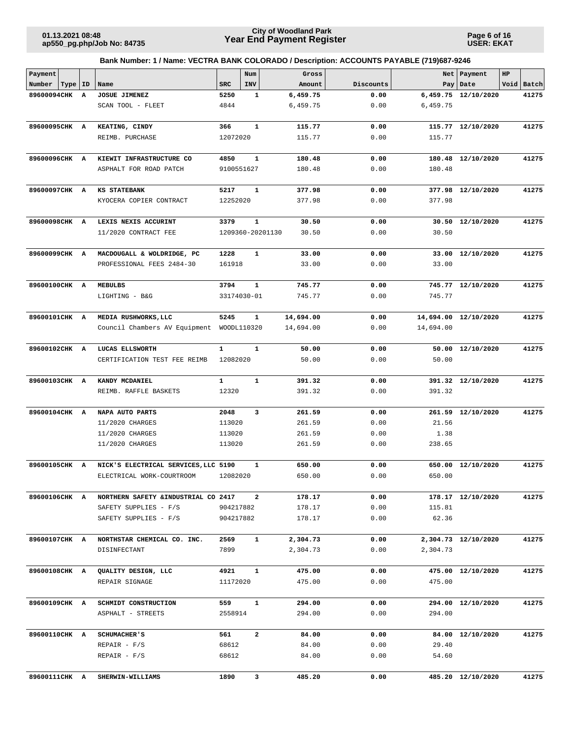**City of Woodland Park**
**Year End Payment Register**

01.13.2021 08:48
ap550_pg.php/Job No: 84735

USER: EKAT

**Bank Number: 1 / Name: VECTRA BANK COLORADO / Description: ACCOUNTS PAYABLE (719)687-9246**

| Payment Number | Type | ID | Name | SRC | Num INV | Gross Amount | Discounts | Net Pay | Payment Date | HP Void | Batch |
|---|---|---|---|---|---|---|---|---|---|---|---|
| 89600094 | CHK | A | **JOSUE JIMENEZ** | 5250 | 1 | 6,459.75 | 0.00 | 6,459.75 | 12/10/2020 | | 41275 |
| | | | SCAN TOOL - FLEET | 4844 | | 6,459.75 | 0.00 | 6,459.75 | | | |
| 89600095 | CHK | A | **KEATING, CINDY** | 366 | 1 | 115.77 | 0.00 | 115.77 | 12/10/2020 | | 41275 |
| | | | REIMB. PURCHASE | 12072020 | | 115.77 | 0.00 | 115.77 | | | |
| 89600096 | CHK | A | **KIEWIT INFRASTRUCTURE CO** | 4850 | 1 | 180.48 | 0.00 | 180.48 | 12/10/2020 | | 41275 |
| | | | ASPHALT FOR ROAD PATCH | 9100551627 | | 180.48 | 0.00 | 180.48 | | | |
| 89600097 | CHK | A | **KS STATEBANK** | 5217 | 1 | 377.98 | 0.00 | 377.98 | 12/10/2020 | | 41275 |
| | | | KYOCERA COPIER CONTRACT | 12252020 | | 377.98 | 0.00 | 377.98 | | | |
| 89600098 | CHK | A | **LEXIS NEXIS ACCURINT** | 3379 | 1 | 30.50 | 0.00 | 30.50 | 12/10/2020 | | 41275 |
| | | | 11/2020 CONTRACT FEE | 1209360-20201130 | | 30.50 | 0.00 | 30.50 | | | |
| 89600099 | CHK | A | **MACDOUGALL & WOLDRIDGE, PC** | 1228 | 1 | 33.00 | 0.00 | 33.00 | 12/10/2020 | | 41275 |
| | | | PROFESSIONAL FEES 2484-30 | 161918 | | 33.00 | 0.00 | 33.00 | | | |
| 89600100 | CHK | A | **MEBULBS** | 3794 | 1 | 745.77 | 0.00 | 745.77 | 12/10/2020 | | 41275 |
| | | | LIGHTING - B&G | 33174030-01 | | 745.77 | 0.00 | 745.77 | | | |
| 89600101 | CHK | A | **MEDIA RUSHWORKS, LLC** | 5245 | 1 | 14,694.00 | 0.00 | 14,694.00 | 12/10/2020 | | 41275 |
| | | | Council Chambers AV Equipment | WOODL110320 | | 14,694.00 | 0.00 | 14,694.00 | | | |
| 89600102 | CHK | A | **LUCAS ELLSWORTH** | 1 | 1 | 50.00 | 0.00 | 50.00 | 12/10/2020 | | 41275 |
| | | | CERTIFICATION TEST FEE REIMB | 12082020 | | 50.00 | 0.00 | 50.00 | | | |
| 89600103 | CHK | A | **KANDY MCDANIEL** | 1 | 1 | 391.32 | 0.00 | 391.32 | 12/10/2020 | | 41275 |
| | | | REIMB. RAFFLE BASKETS | 12320 | | 391.32 | 0.00 | 391.32 | | | |
| 89600104 | CHK | A | **NAPA AUTO PARTS** | 2048 | 3 | 261.59 | 0.00 | 261.59 | 12/10/2020 | | 41275 |
| | | | 11/2020 CHARGES | 113020 | | 261.59 | 0.00 | 21.56 | | | |
| | | | 11/2020 CHARGES | 113020 | | 261.59 | 0.00 | 1.38 | | | |
| | | | 11/2020 CHARGES | 113020 | | 261.59 | 0.00 | 238.65 | | | |
| 89600105 | CHK | A | **NICK'S ELECTRICAL SERVICES, LLC** | 5190 | 1 | 650.00 | 0.00 | 650.00 | 12/10/2020 | | 41275 |
| | | | ELECTRICAL WORK-COURTROOM | 12082020 | | 650.00 | 0.00 | 650.00 | | | |
| 89600106 | CHK | A | **NORTHERN SAFETY &INDUSTRIAL CO** | 2417 | 2 | 178.17 | 0.00 | 178.17 | 12/10/2020 | | 41275 |
| | | | SAFETY SUPPLIES - F/S | 904217882 | | 178.17 | 0.00 | 115.81 | | | |
| | | | SAFETY SUPPLIES - F/S | 904217882 | | 178.17 | 0.00 | 62.36 | | | |
| 89600107 | CHK | A | **NORTHSTAR CHEMICAL CO. INC.** | 2569 | 1 | 2,304.73 | 0.00 | 2,304.73 | 12/10/2020 | | 41275 |
| | | | DISINFECTANT | 7899 | | 2,304.73 | 0.00 | 2,304.73 | | | |
| 89600108 | CHK | A | **QUALITY DESIGN, LLC** | 4921 | 1 | 475.00 | 0.00 | 475.00 | 12/10/2020 | | 41275 |
| | | | REPAIR SIGNAGE | 11172020 | | 475.00 | 0.00 | 475.00 | | | |
| 89600109 | CHK | A | **SCHMIDT CONSTRUCTION** | 559 | 1 | 294.00 | 0.00 | 294.00 | 12/10/2020 | | 41275 |
| | | | ASPHALT - STREETS | 2558914 | | 294.00 | 0.00 | 294.00 | | | |
| 89600110 | CHK | A | **SCHUMACHER'S** | 561 | 2 | 84.00 | 0.00 | 84.00 | 12/10/2020 | | 41275 |
| | | | REPAIR - F/S | 68612 | | 84.00 | 0.00 | 29.40 | | | |
| | | | REPAIR - F/S | 68612 | | 84.00 | 0.00 | 54.60 | | | |
| 89600111 | CHK | A | **SHERWIN-WILLIAMS** | 1890 | 3 | 485.20 | 0.00 | 485.20 | 12/10/2020 | | 41275 |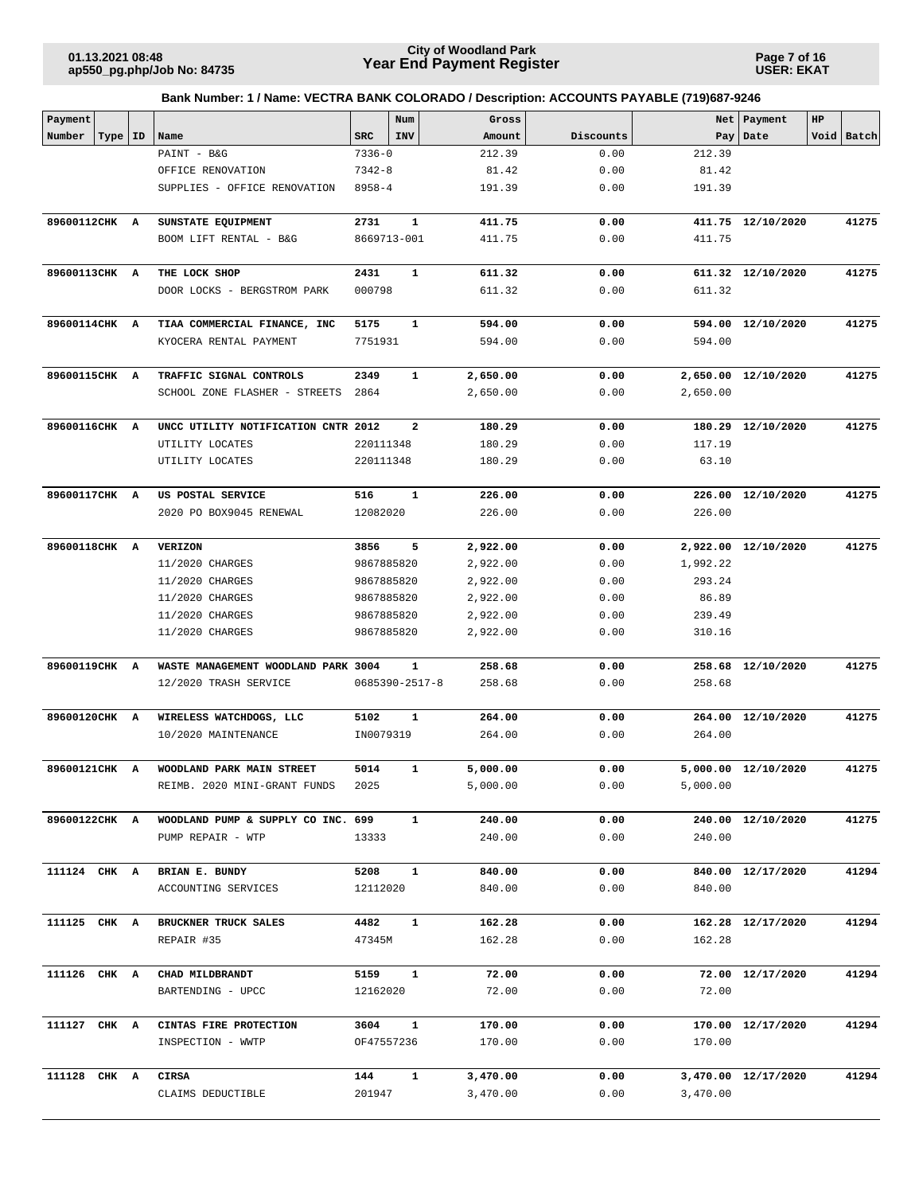**Bank Number: 1 / Name: VECTRA BANK COLORADO / Description: ACCOUNTS PAYABLE (719)687-9246**

| Payment Number | Type | ID | Name | SRC | Num INV | Gross Amount | Discounts | Net Pay | Payment Date | HP Void | Batch |
|---|---|---|---|---|---|---|---|---|---|---|---|
| | | | PAINT - B&G | 7336-0 | | 212.39 | 0.00 | 212.39 | | | |
| | | | OFFICE RENOVATION | 7342-8 | | 81.42 | 0.00 | 81.42 | | | |
| | | | SUPPLIES - OFFICE RENOVATION | 8958-4 | | 191.39 | 0.00 | 191.39 | | | |
| **89600112** | **CHK** | **A** | **SUNSTATE EQUIPMENT** | **2731** | **1** | **411.75** | **0.00** | **411.75** | **12/10/2020** | | **41275** |
| | | | BOOM LIFT RENTAL - B&G | 8669713-001 | | 411.75 | 0.00 | 411.75 | | | |
| **89600113** | **CHK** | **A** | **THE LOCK SHOP** | **2431** | **1** | **611.32** | **0.00** | **611.32** | **12/10/2020** | | **41275** |
| | | | DOOR LOCKS - BERGSTROM PARK | 000798 | | 611.32 | 0.00 | 611.32 | | | |
| **89600114** | **CHK** | **A** | **TIAA COMMERCIAL FINANCE, INC** | **5175** | **1** | **594.00** | **0.00** | **594.00** | **12/10/2020** | | **41275** |
| | | | KYOCERA RENTAL PAYMENT | 7751931 | | 594.00 | 0.00 | 594.00 | | | |
| **89600115** | **CHK** | **A** | **TRAFFIC SIGNAL CONTROLS** | **2349** | **1** | **2,650.00** | **0.00** | **2,650.00** | **12/10/2020** | | **41275** |
| | | | SCHOOL ZONE FLASHER - STREETS | 2864 | | 2,650.00 | 0.00 | 2,650.00 | | | |
| **89600116** | **CHK** | **A** | **UNCC UTILITY NOTIFICATION CNTR** | **2012** | **2** | **180.29** | **0.00** | **180.29** | **12/10/2020** | | **41275** |
| | | | UTILITY LOCATES | 220111348 | | 180.29 | 0.00 | 117.19 | | | |
| | | | UTILITY LOCATES | 220111348 | | 180.29 | 0.00 | 63.10 | | | |
| **89600117** | **CHK** | **A** | **US POSTAL SERVICE** | **516** | **1** | **226.00** | **0.00** | **226.00** | **12/10/2020** | | **41275** |
| | | | 2020 PO BOX9045 RENEWAL | 12082020 | | 226.00 | 0.00 | 226.00 | | | |
| **89600118** | **CHK** | **A** | **VERIZON** | **3856** | **5** | **2,922.00** | **0.00** | **2,922.00** | **12/10/2020** | | **41275** |
| | | | 11/2020 CHARGES | 9867885820 | | 2,922.00 | 0.00 | 1,992.22 | | | |
| | | | 11/2020 CHARGES | 9867885820 | | 2,922.00 | 0.00 | 293.24 | | | |
| | | | 11/2020 CHARGES | 9867885820 | | 2,922.00 | 0.00 | 86.89 | | | |
| | | | 11/2020 CHARGES | 9867885820 | | 2,922.00 | 0.00 | 239.49 | | | |
| | | | 11/2020 CHARGES | 9867885820 | | 2,922.00 | 0.00 | 310.16 | | | |
| **89600119** | **CHK** | **A** | **WASTE MANAGEMENT WOODLAND PARK** | **3004** | **1** | **258.68** | **0.00** | **258.68** | **12/10/2020** | | **41275** |
| | | | 12/2020 TRASH SERVICE | 0685390-2517-8 | | 258.68 | 0.00 | 258.68 | | | |
| **89600120** | **CHK** | **A** | **WIRELESS WATCHDOGS, LLC** | **5102** | **1** | **264.00** | **0.00** | **264.00** | **12/10/2020** | | **41275** |
| | | | 10/2020 MAINTENANCE | IN0079319 | | 264.00 | 0.00 | 264.00 | | | |
| **89600121** | **CHK** | **A** | **WOODLAND PARK MAIN STREET** | **5014** | **1** | **5,000.00** | **0.00** | **5,000.00** | **12/10/2020** | | **41275** |
| | | | REIMB. 2020 MINI-GRANT FUNDS | 2025 | | 5,000.00 | 0.00 | 5,000.00 | | | |
| **89600122** | **CHK** | **A** | **WOODLAND PUMP & SUPPLY CO INC.** | **699** | **1** | **240.00** | **0.00** | **240.00** | **12/10/2020** | | **41275** |
| | | | PUMP REPAIR - WTP | 13333 | | 240.00 | 0.00 | 240.00 | | | |
| **111124** | **CHK** | **A** | **BRIAN E. BUNDY** | **5208** | **1** | **840.00** | **0.00** | **840.00** | **12/17/2020** | | **41294** |
| | | | ACCOUNTING SERVICES | 12112020 | | 840.00 | 0.00 | 840.00 | | | |
| **111125** | **CHK** | **A** | **BRUCKNER TRUCK SALES** | **4482** | **1** | **162.28** | **0.00** | **162.28** | **12/17/2020** | | **41294** |
| | | | REPAIR #35 | 47345M | | 162.28 | 0.00 | 162.28 | | | |
| **111126** | **CHK** | **A** | **CHAD MILDBRANDT** | **5159** | **1** | **72.00** | **0.00** | **72.00** | **12/17/2020** | | **41294** |
| | | | BARTENDING - UPCC | 12162020 | | 72.00 | 0.00 | 72.00 | | | |
| **111127** | **CHK** | **A** | **CINTAS FIRE PROTECTION** | **3604** | **1** | **170.00** | **0.00** | **170.00** | **12/17/2020** | | **41294** |
| | | | INSPECTION - WWTP | OF47557236 | | 170.00 | 0.00 | 170.00 | | | |
| **111128** | **CHK** | **A** | **CIRSA** | **144** | **1** | **3,470.00** | **0.00** | **3,470.00** | **12/17/2020** | | **41294** |
| | | | CLAIMS DEDUCTIBLE | 201947 | | 3,470.00 | 0.00 | 3,470.00 | | | |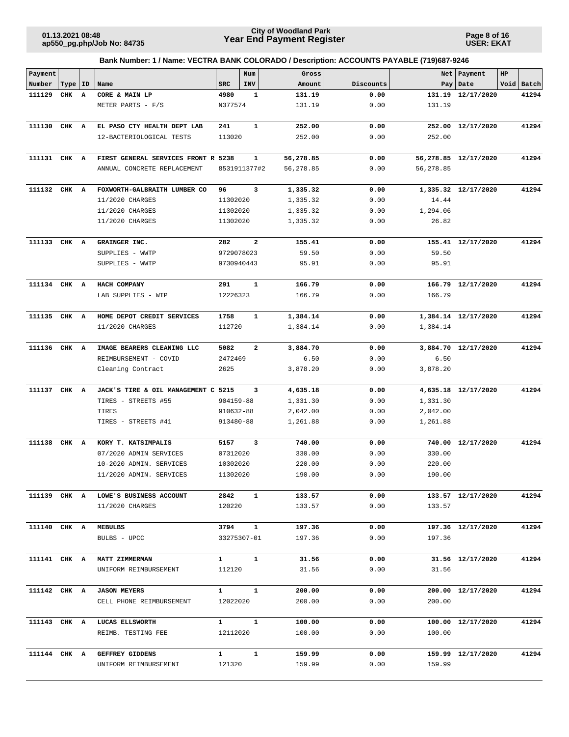**City of Woodland Park**
**Year End Payment Register**

01.13.2021 08:48
ap550_pg.php/Job No: 84735

USER: EKAT

**Bank Number: 1 / Name: VECTRA BANK COLORADO / Description: ACCOUNTS PAYABLE (719)687-9246**

| Payment Number | Type | ID | Name | SRC | Num INV | Gross Amount | Discounts | Net Pay | Payment Date | HP Void | Batch |
|---|---|---|---|---|---|---|---|---|---|---|---|
| **111129** | **CHK** | **A** | **CORE & MAIN LP** | **4980** | **1** | **131.19** | **0.00** | **131.19** | **12/17/2020** | | **41294** |
| | | | METER PARTS - F/S | N377574 | | 131.19 | 0.00 | 131.19 | | | |
| **111130** | **CHK** | **A** | **EL PASO CTY HEALTH DEPT LAB** | **241** | **1** | **252.00** | **0.00** | **252.00** | **12/17/2020** | | **41294** |
| | | | 12-BACTERIOLOGICAL TESTS | 113020 | | 252.00 | 0.00 | 252.00 | | | |
| **111131** | **CHK** | **A** | **FIRST GENERAL SERVICES FRONT R** | **5238** | **1** | **56,278.85** | **0.00** | **56,278.85** | **12/17/2020** | | **41294** |
| | | | ANNUAL CONCRETE REPLACEMENT | 8531911377#2 | | 56,278.85 | 0.00 | 56,278.85 | | | |
| **111132** | **CHK** | **A** | **FOXWORTH-GALBRAITH LUMBER CO** | **96** | **3** | **1,335.32** | **0.00** | **1,335.32** | **12/17/2020** | | **41294** |
| | | | 11/2020 CHARGES | 11302020 | | 1,335.32 | 0.00 | 14.44 | | | |
| | | | 11/2020 CHARGES | 11302020 | | 1,335.32 | 0.00 | 1,294.06 | | | |
| | | | 11/2020 CHARGES | 11302020 | | 1,335.32 | 0.00 | 26.82 | | | |
| **111133** | **CHK** | **A** | **GRAINGER INC.** | **282** | **2** | **155.41** | **0.00** | **155.41** | **12/17/2020** | | **41294** |
| | | | SUPPLIES - WWTP | 9729078023 | | 59.50 | 0.00 | 59.50 | | | |
| | | | SUPPLIES - WWTP | 9730940443 | | 95.91 | 0.00 | 95.91 | | | |
| **111134** | **CHK** | **A** | **HACH COMPANY** | **291** | **1** | **166.79** | **0.00** | **166.79** | **12/17/2020** | | **41294** |
| | | | LAB SUPPLIES - WTP | 12226323 | | 166.79 | 0.00 | 166.79 | | | |
| **111135** | **CHK** | **A** | **HOME DEPOT CREDIT SERVICES** | **1758** | **1** | **1,384.14** | **0.00** | **1,384.14** | **12/17/2020** | | **41294** |
| | | | 11/2020 CHARGES | 112720 | | 1,384.14 | 0.00 | 1,384.14 | | | |
| **111136** | **CHK** | **A** | **IMAGE BEARERS CLEANING LLC** | **5082** | **2** | **3,884.70** | **0.00** | **3,884.70** | **12/17/2020** | | **41294** |
| | | | REIMBURSEMENT - COVID | 2472469 | | 6.50 | 0.00 | 6.50 | | | |
| | | | Cleaning Contract | 2625 | | 3,878.20 | 0.00 | 3,878.20 | | | |
| **111137** | **CHK** | **A** | **JACK'S TIRE & OIL MANAGEMENT C** | **5215** | **3** | **4,635.18** | **0.00** | **4,635.18** | **12/17/2020** | | **41294** |
| | | | TIRES - STREETS #55 | 904159-88 | | 1,331.30 | 0.00 | 1,331.30 | | | |
| | | | TIRES | 910632-88 | | 2,042.00 | 0.00 | 2,042.00 | | | |
| | | | TIRES - STREETS #41 | 913480-88 | | 1,261.88 | 0.00 | 1,261.88 | | | |
| **111138** | **CHK** | **A** | **KORY T. KATSIMPALIS** | **5157** | **3** | **740.00** | **0.00** | **740.00** | **12/17/2020** | | **41294** |
| | | | 07/2020 ADMIN SERVICES | 07312020 | | 330.00 | 0.00 | 330.00 | | | |
| | | | 10-2020 ADMIN. SERVICES | 10302020 | | 220.00 | 0.00 | 220.00 | | | |
| | | | 11/2020 ADMIN. SERVICES | 11302020 | | 190.00 | 0.00 | 190.00 | | | |
| **111139** | **CHK** | **A** | **LOWE'S BUSINESS ACCOUNT** | **2842** | **1** | **133.57** | **0.00** | **133.57** | **12/17/2020** | | **41294** |
| | | | 11/2020 CHARGES | 120220 | | 133.57 | 0.00 | 133.57 | | | |
| **111140** | **CHK** | **A** | **MEBULBS** | **3794** | **1** | **197.36** | **0.00** | **197.36** | **12/17/2020** | | **41294** |
| | | | BULBS - UPCC | 33275307-01 | | 197.36 | 0.00 | 197.36 | | | |
| **111141** | **CHK** | **A** | **MATT ZIMMERMAN** | **1** | **1** | **31.56** | **0.00** | **31.56** | **12/17/2020** | | **41294** |
| | | | UNIFORM REIMBURSEMENT | 112120 | | 31.56 | 0.00 | 31.56 | | | |
| **111142** | **CHK** | **A** | **JASON MEYERS** | **1** | **1** | **200.00** | **0.00** | **200.00** | **12/17/2020** | | **41294** |
| | | | CELL PHONE REIMBURSEMENT | 12022020 | | 200.00 | 0.00 | 200.00 | | | |
| **111143** | **CHK** | **A** | **LUCAS ELLSWORTH** | **1** | **1** | **100.00** | **0.00** | **100.00** | **12/17/2020** | | **41294** |
| | | | REIMB. TESTING FEE | 12112020 | | 100.00 | 0.00 | 100.00 | | | |
| **111144** | **CHK** | **A** | **GEFFREY GIDDENS** | **1** | **1** | **159.99** | **0.00** | **159.99** | **12/17/2020** | | **41294** |
| | | | UNIFORM REIMBURSEMENT | 121320 | | 159.99 | 0.00 | 159.99 | | | |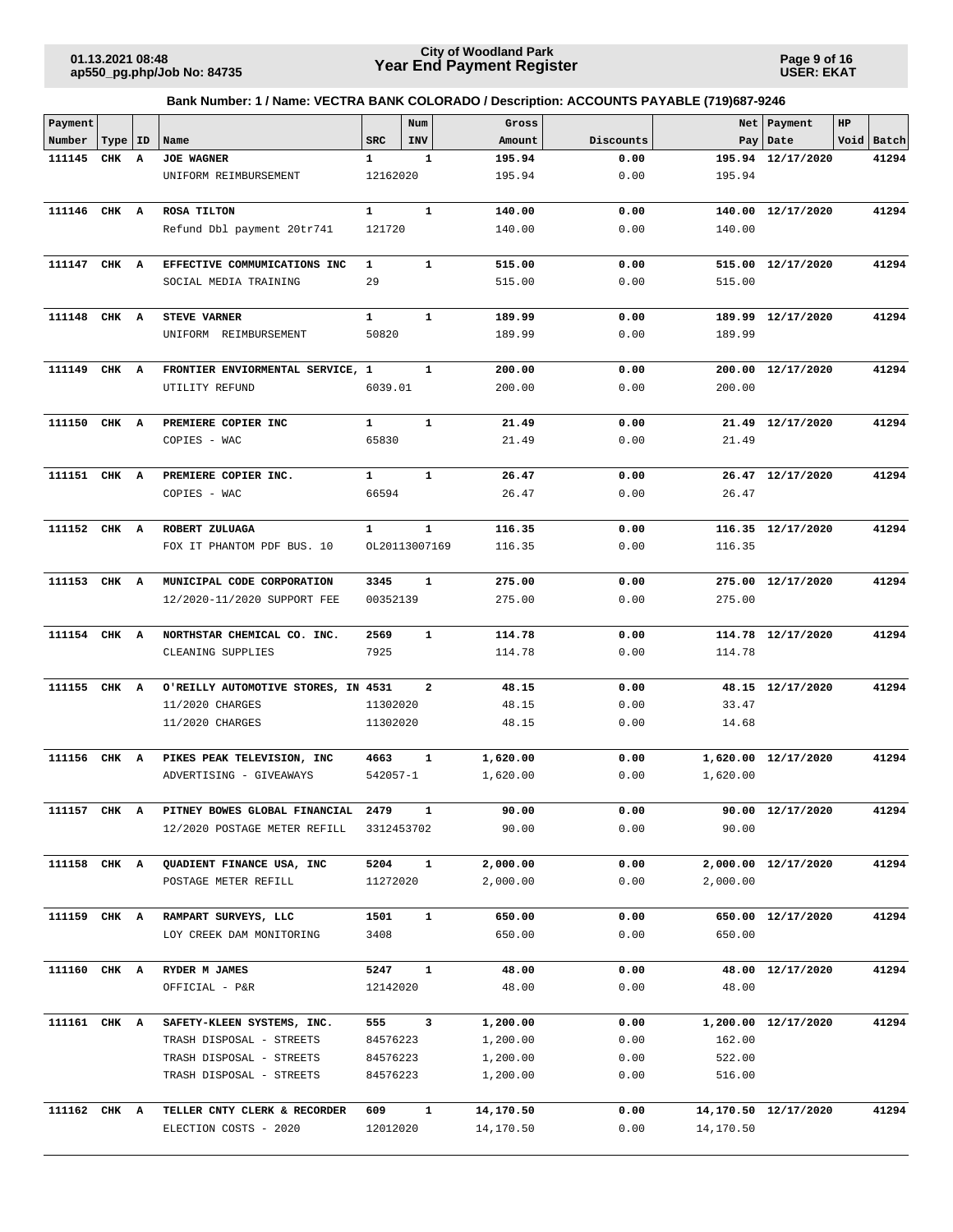**City of Woodland Park**
**Year End Payment Register**

01.13.2021 08:48
ap550_pg.php/Job No: 84735

USER: EKAT

**Bank Number: 1 / Name: VECTRA BANK COLORADO / Description: ACCOUNTS PAYABLE (719)687-9246**

| Payment Number | Type | ID | Name | SRC | Num INV | Gross Amount | Discounts | Net Pay | Payment Date | HP Void | Batch |
|---|---|---|---|---|---|---|---|---|---|---|---|
| **111145** | **CHK** | **A** | **JOE WAGNER** | **1** | **1** | **195.94** | **0.00** | **195.94** | **12/17/2020** | | **41294** |
| | | | UNIFORM REIMBURSEMENT | 12162020 | | 195.94 | 0.00 | 195.94 | | | |
| **111146** | **CHK** | **A** | **ROSA TILTON** | **1** | **1** | **140.00** | **0.00** | **140.00** | **12/17/2020** | | **41294** |
| | | | Refund Dbl payment 20tr741 | 121720 | | 140.00 | 0.00 | 140.00 | | | |
| **111147** | **CHK** | **A** | **EFFECTIVE COMMUMICATIONS INC** | **1** | **1** | **515.00** | **0.00** | **515.00** | **12/17/2020** | | **41294** |
| | | | SOCIAL MEDIA TRAINING | 29 | | 515.00 | 0.00 | 515.00 | | | |
| **111148** | **CHK** | **A** | **STEVE VARNER** | **1** | **1** | **189.99** | **0.00** | **189.99** | **12/17/2020** | | **41294** |
| | | | UNIFORM REIMBURSEMENT | 50820 | | 189.99 | 0.00 | 189.99 | | | |
| **111149** | **CHK** | **A** | **FRONTIER ENVIORMENTAL SERVICE,** | **1** | **1** | **200.00** | **0.00** | **200.00** | **12/17/2020** | | **41294** |
| | | | UTILITY REFUND | 6039.01 | | 200.00 | 0.00 | 200.00 | | | |
| **111150** | **CHK** | **A** | **PREMIERE COPIER INC** | **1** | **1** | **21.49** | **0.00** | **21.49** | **12/17/2020** | | **41294** |
| | | | COPIES - WAC | 65830 | | 21.49 | 0.00 | 21.49 | | | |
| **111151** | **CHK** | **A** | **PREMIERE COPIER INC.** | **1** | **1** | **26.47** | **0.00** | **26.47** | **12/17/2020** | | **41294** |
| | | | COPIES - WAC | 66594 | | 26.47 | 0.00 | 26.47 | | | |
| **111152** | **CHK** | **A** | **ROBERT ZULUAGA** | **1** | **1** | **116.35** | **0.00** | **116.35** | **12/17/2020** | | **41294** |
| | | | FOX IT PHANTOM PDF BUS. 10 | OL20113007169 | | 116.35 | 0.00 | 116.35 | | | |
| **111153** | **CHK** | **A** | **MUNICIPAL CODE CORPORATION** | **3345** | **1** | **275.00** | **0.00** | **275.00** | **12/17/2020** | | **41294** |
| | | | 12/2020-11/2020 SUPPORT FEE | 00352139 | | 275.00 | 0.00 | 275.00 | | | |
| **111154** | **CHK** | **A** | **NORTHSTAR CHEMICAL CO. INC.** | **2569** | **1** | **114.78** | **0.00** | **114.78** | **12/17/2020** | | **41294** |
| | | | CLEANING SUPPLIES | 7925 | | 114.78 | 0.00 | 114.78 | | | |
| **111155** | **CHK** | **A** | **O'REILLY AUTOMOTIVE STORES, IN** | **4531** | **2** | **48.15** | **0.00** | **48.15** | **12/17/2020** | | **41294** |
| | | | 11/2020 CHARGES | 11302020 | | 48.15 | 0.00 | 33.47 | | | |
| | | | 11/2020 CHARGES | 11302020 | | 48.15 | 0.00 | 14.68 | | | |
| **111156** | **CHK** | **A** | **PIKES PEAK TELEVISION, INC** | **4663** | **1** | **1,620.00** | **0.00** | **1,620.00** | **12/17/2020** | | **41294** |
| | | | ADVERTISING - GIVEAWAYS | 542057-1 | | 1,620.00 | 0.00 | 1,620.00 | | | |
| **111157** | **CHK** | **A** | **PITNEY BOWES GLOBAL FINANCIAL** | **2479** | **1** | **90.00** | **0.00** | **90.00** | **12/17/2020** | | **41294** |
| | | | 12/2020 POSTAGE METER REFILL | 3312453702 | | 90.00 | 0.00 | 90.00 | | | |
| **111158** | **CHK** | **A** | **QUADIENT FINANCE USA, INC** | **5204** | **1** | **2,000.00** | **0.00** | **2,000.00** | **12/17/2020** | | **41294** |
| | | | POSTAGE METER REFILL | 11272020 | | 2,000.00 | 0.00 | 2,000.00 | | | |
| **111159** | **CHK** | **A** | **RAMPART SURVEYS, LLC** | **1501** | **1** | **650.00** | **0.00** | **650.00** | **12/17/2020** | | **41294** |
| | | | LOY CREEK DAM MONITORING | 3408 | | 650.00 | 0.00 | 650.00 | | | |
| **111160** | **CHK** | **A** | **RYDER M JAMES** | **5247** | **1** | **48.00** | **0.00** | **48.00** | **12/17/2020** | | **41294** |
| | | | OFFICIAL - P&R | 12142020 | | 48.00 | 0.00 | 48.00 | | | |
| **111161** | **CHK** | **A** | **SAFETY-KLEEN SYSTEMS, INC.** | **555** | **3** | **1,200.00** | **0.00** | **1,200.00** | **12/17/2020** | | **41294** |
| | | | TRASH DISPOSAL - STREETS | 84576223 | | 1,200.00 | 0.00 | 162.00 | | | |
| | | | TRASH DISPOSAL - STREETS | 84576223 | | 1,200.00 | 0.00 | 522.00 | | | |
| | | | TRASH DISPOSAL - STREETS | 84576223 | | 1,200.00 | 0.00 | 516.00 | | | |
| **111162** | **CHK** | **A** | **TELLER CNTY CLERK & RECORDER** | **609** | **1** | **14,170.50** | **0.00** | **14,170.50** | **12/17/2020** | | **41294** |
| | | | ELECTION COSTS - 2020 | 12012020 | | 14,170.50 | 0.00 | 14,170.50 | | | |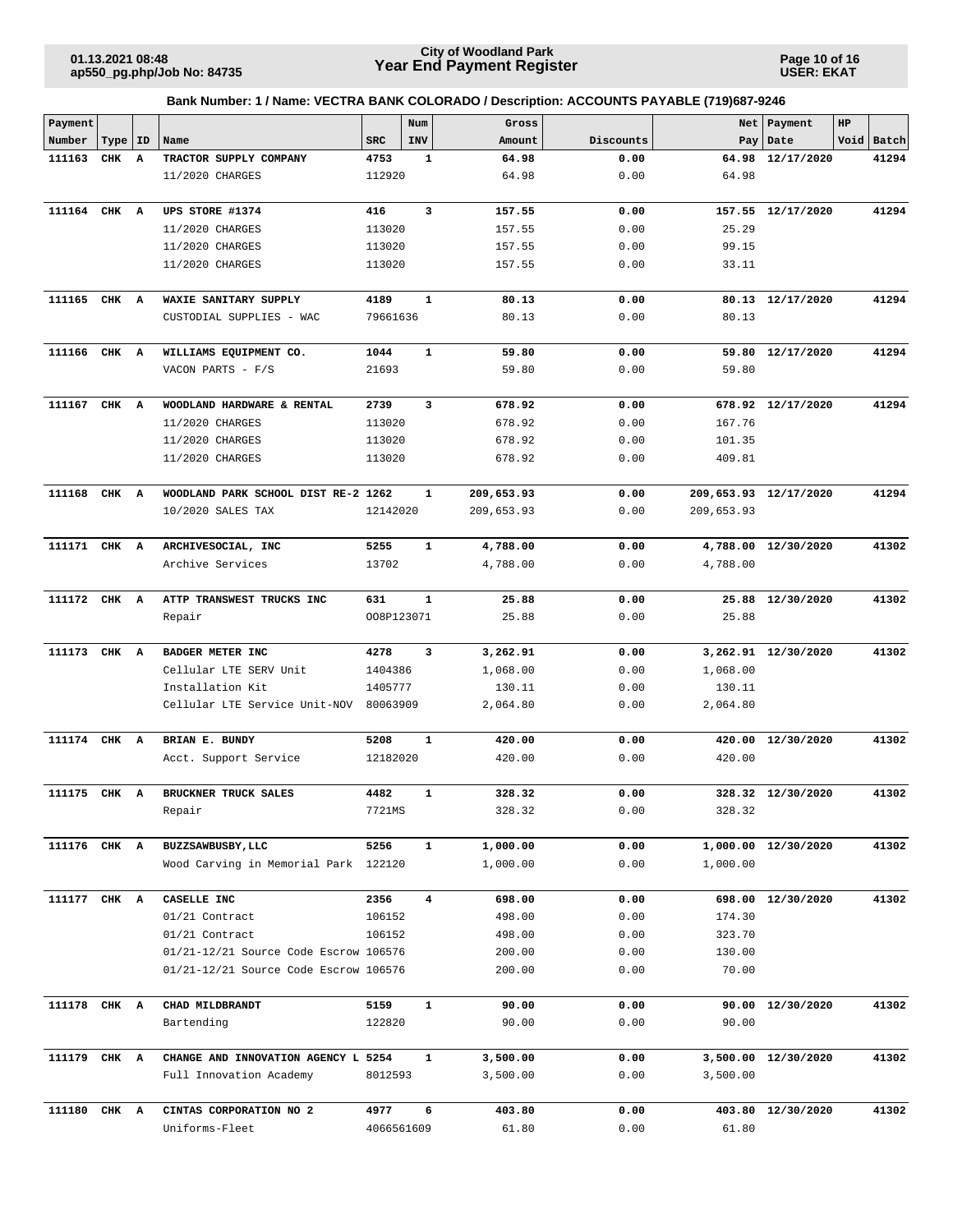**Bank Number: 1 / Name: VECTRA BANK COLORADO / Description: ACCOUNTS PAYABLE (719)687-9246**

| Payment Number | Type | ID | Name | SRC | Num INV | Gross Amount | Discounts | Net Pay | Payment Date | HP Void | Batch |
|---|---|---|---|---|---|---|---|---|---|---|---|
| **111163** | **CHK** | **A** | **TRACTOR SUPPLY COMPANY** | **4753** | **1** | **64.98** | **0.00** | **64.98** | **12/17/2020** | | **41294** |
| | | | 11/2020 CHARGES | 112920 | | 64.98 | 0.00 | 64.98 | | | |
| **111164** | **CHK** | **A** | **UPS STORE #1374** | **416** | **3** | **157.55** | **0.00** | **157.55** | **12/17/2020** | | **41294** |
| | | | 11/2020 CHARGES | 113020 | | 157.55 | 0.00 | 25.29 | | | |
| | | | 11/2020 CHARGES | 113020 | | 157.55 | 0.00 | 99.15 | | | |
| | | | 11/2020 CHARGES | 113020 | | 157.55 | 0.00 | 33.11 | | | |
| **111165** | **CHK** | **A** | **WAXIE SANITARY SUPPLY** | **4189** | **1** | **80.13** | **0.00** | **80.13** | **12/17/2020** | | **41294** |
| | | | CUSTODIAL SUPPLIES - WAC | 79661636 | | 80.13 | 0.00 | 80.13 | | | |
| **111166** | **CHK** | **A** | **WILLIAMS EQUIPMENT CO.** | **1044** | **1** | **59.80** | **0.00** | **59.80** | **12/17/2020** | | **41294** |
| | | | VACON PARTS - F/S | 21693 | | 59.80 | 0.00 | 59.80 | | | |
| **111167** | **CHK** | **A** | **WOODLAND HARDWARE & RENTAL** | **2739** | **3** | **678.92** | **0.00** | **678.92** | **12/17/2020** | | **41294** |
| | | | 11/2020 CHARGES | 113020 | | 678.92 | 0.00 | 167.76 | | | |
| | | | 11/2020 CHARGES | 113020 | | 678.92 | 0.00 | 101.35 | | | |
| | | | 11/2020 CHARGES | 113020 | | 678.92 | 0.00 | 409.81 | | | |
| **111168** | **CHK** | **A** | **WOODLAND PARK SCHOOL DIST RE-2** | **1262** | **1** | **209,653.93** | **0.00** | **209,653.93** | **12/17/2020** | | **41294** |
| | | | 10/2020 SALES TAX | 12142020 | | 209,653.93 | 0.00 | 209,653.93 | | | |
| **111171** | **CHK** | **A** | **ARCHIVESOCIAL, INC** | **5255** | **1** | **4,788.00** | **0.00** | **4,788.00** | **12/30/2020** | | **41302** |
| | | | Archive Services | 13702 | | 4,788.00 | 0.00 | 4,788.00 | | | |
| **111172** | **CHK** | **A** | **ATTP TRANSWEST TRUCKS INC** | **631** | **1** | **25.88** | **0.00** | **25.88** | **12/30/2020** | | **41302** |
| | | | Repair | OO8P123071 | | 25.88 | 0.00 | 25.88 | | | |
| **111173** | **CHK** | **A** | **BADGER METER INC** | **4278** | **3** | **3,262.91** | **0.00** | **3,262.91** | **12/30/2020** | | **41302** |
| | | | Cellular LTE SERV Unit | 1404386 | | 1,068.00 | 0.00 | 1,068.00 | | | |
| | | | Installation Kit | 1405777 | | 130.11 | 0.00 | 130.11 | | | |
| | | | Cellular LTE Service Unit-NOV | 80063909 | | 2,064.80 | 0.00 | 2,064.80 | | | |
| **111174** | **CHK** | **A** | **BRIAN E. BUNDY** | **5208** | **1** | **420.00** | **0.00** | **420.00** | **12/30/2020** | | **41302** |
| | | | Acct. Support Service | 12182020 | | 420.00 | 0.00 | 420.00 | | | |
| **111175** | **CHK** | **A** | **BRUCKNER TRUCK SALES** | **4482** | **1** | **328.32** | **0.00** | **328.32** | **12/30/2020** | | **41302** |
| | | | Repair | 7721MS | | 328.32 | 0.00 | 328.32 | | | |
| **111176** | **CHK** | **A** | **BUZZSAWBUSBY, LLC** | **5256** | **1** | **1,000.00** | **0.00** | **1,000.00** | **12/30/2020** | | **41302** |
| | | | Wood Carving in Memorial Park | 122120 | | 1,000.00 | 0.00 | 1,000.00 | | | |
| **111177** | **CHK** | **A** | **CASELLE INC** | **2356** | **4** | **698.00** | **0.00** | **698.00** | **12/30/2020** | | **41302** |
| | | | 01/21 Contract | 106152 | | 498.00 | 0.00 | 174.30 | | | |
| | | | 01/21 Contract | 106152 | | 498.00 | 0.00 | 323.70 | | | |
| | | | 01/21-12/21 Source Code Escrow | 106576 | | 200.00 | 0.00 | 130.00 | | | |
| | | | 01/21-12/21 Source Code Escrow | 106576 | | 200.00 | 0.00 | 70.00 | | | |
| **111178** | **CHK** | **A** | **CHAD MILDBRANDT** | **5159** | **1** | **90.00** | **0.00** | **90.00** | **12/30/2020** | | **41302** |
| | | | Bartending | 122820 | | 90.00 | 0.00 | 90.00 | | | |
| **111179** | **CHK** | **A** | **CHANGE AND INNOVATION AGENCY L** | **5254** | **1** | **3,500.00** | **0.00** | **3,500.00** | **12/30/2020** | | **41302** |
| | | | Full Innovation Academy | 8012593 | | 3,500.00 | 0.00 | 3,500.00 | | | |
| **111180** | **CHK** | **A** | **CINTAS CORPORATION NO 2** | **4977** | **6** | **403.80** | **0.00** | **403.80** | **12/30/2020** | | **41302** |
| | | | Uniforms-Fleet | 4066561609 | | 61.80 | 0.00 | 61.80 | | | |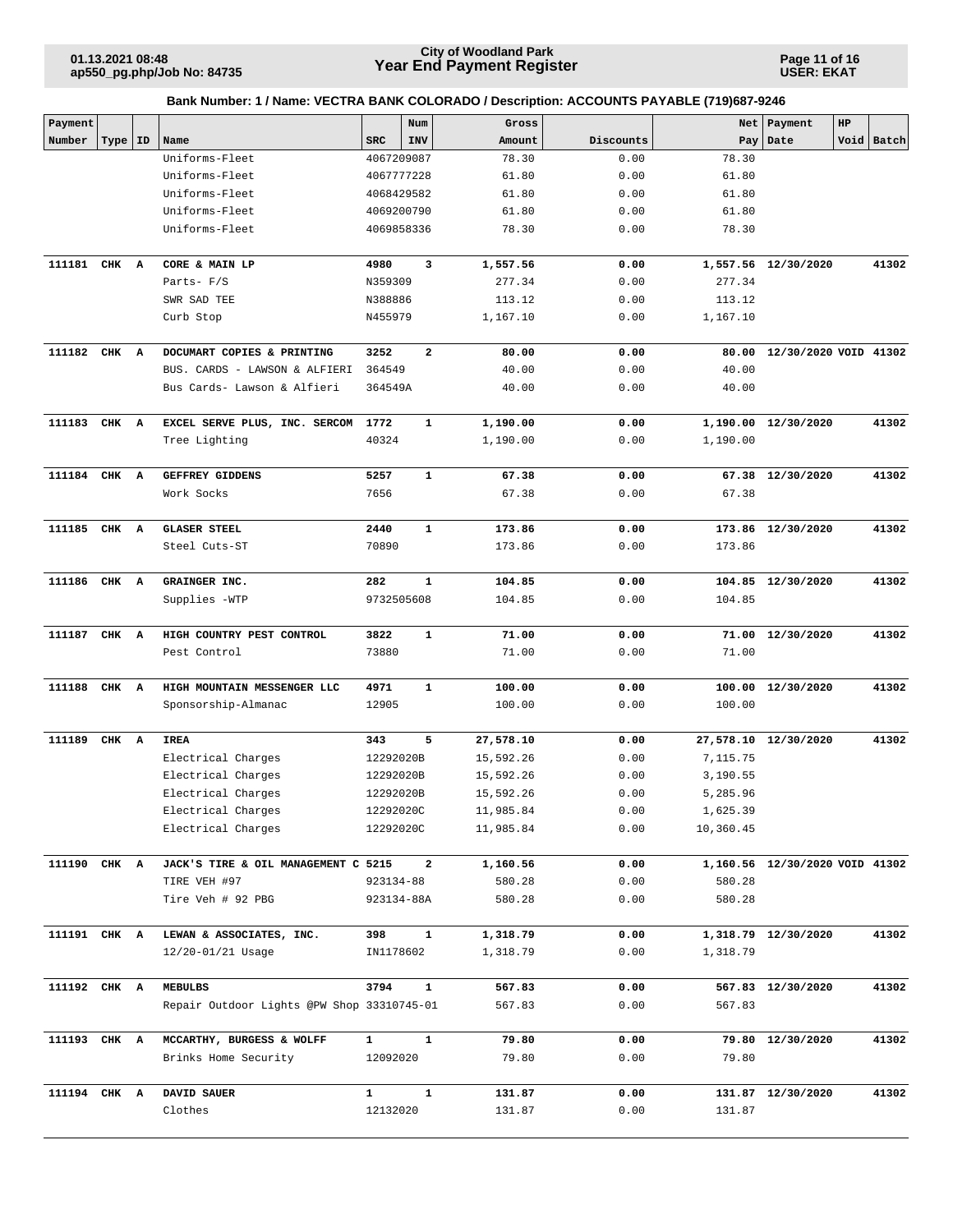**Bank Number: 1 / Name: VECTRA BANK COLORADO / Description: ACCOUNTS PAYABLE (719)687-9246**

| Payment Number | Type | ID | Name | SRC | Num INV | Gross Amount | Discounts | Net Pay | Payment Date | HP | Void | Batch |
|---|---|---|---|---|---|---|---|---|---|---|---|---|
| | | | Uniforms-Fleet | 4067209087 | | 78.30 | 0.00 | 78.30 | | | | |
| | | | Uniforms-Fleet | 4067777228 | | 61.80 | 0.00 | 61.80 | | | | |
| | | | Uniforms-Fleet | 4068429582 | | 61.80 | 0.00 | 61.80 | | | | |
| | | | Uniforms-Fleet | 4069200790 | | 61.80 | 0.00 | 61.80 | | | | |
| | | | Uniforms-Fleet | 4069858336 | | 78.30 | 0.00 | 78.30 | | | | |
| **111181** | **CHK** | **A** | **CORE & MAIN LP** | **4980** | **3** | **1,557.56** | **0.00** | **1,557.56** | **12/30/2020** | | | **41302** |
| | | | Parts- F/S | N359309 | | 277.34 | 0.00 | 277.34 | | | | |
| | | | SWR SAD TEE | N388886 | | 113.12 | 0.00 | 113.12 | | | | |
| | | | Curb Stop | N455979 | | 1,167.10 | 0.00 | 1,167.10 | | | | |
| **111182** | **CHK** | **A** | **DOCUMART COPIES & PRINTING** | **3252** | **2** | **80.00** | **0.00** | **80.00** | **12/30/2020** | | **VOID** | **41302** |
| | | | BUS. CARDS - LAWSON & ALFIERI | 364549 | | 40.00 | 0.00 | 40.00 | | | | |
| | | | Bus Cards- Lawson & Alfieri | 364549A | | 40.00 | 0.00 | 40.00 | | | | |
| **111183** | **CHK** | **A** | **EXCEL SERVE PLUS, INC. SERCOM** | **1772** | **1** | **1,190.00** | **0.00** | **1,190.00** | **12/30/2020** | | | **41302** |
| | | | Tree Lighting | 40324 | | 1,190.00 | 0.00 | 1,190.00 | | | | |
| **111184** | **CHK** | **A** | **GEFFREY GIDDENS** | **5257** | **1** | **67.38** | **0.00** | **67.38** | **12/30/2020** | | | **41302** |
| | | | Work Socks | 7656 | | 67.38 | 0.00 | 67.38 | | | | |
| **111185** | **CHK** | **A** | **GLASER STEEL** | **2440** | **1** | **173.86** | **0.00** | **173.86** | **12/30/2020** | | | **41302** |
| | | | Steel Cuts-ST | 70890 | | 173.86 | 0.00 | 173.86 | | | | |
| **111186** | **CHK** | **A** | **GRAINGER INC.** | **282** | **1** | **104.85** | **0.00** | **104.85** | **12/30/2020** | | | **41302** |
| | | | Supplies -WTP | 9732505608 | | 104.85 | 0.00 | 104.85 | | | | |
| **111187** | **CHK** | **A** | **HIGH COUNTRY PEST CONTROL** | **3822** | **1** | **71.00** | **0.00** | **71.00** | **12/30/2020** | | | **41302** |
| | | | Pest Control | 73880 | | 71.00 | 0.00 | 71.00 | | | | |
| **111188** | **CHK** | **A** | **HIGH MOUNTAIN MESSENGER LLC** | **4971** | **1** | **100.00** | **0.00** | **100.00** | **12/30/2020** | | | **41302** |
| | | | Sponsorship-Almanac | 12905 | | 100.00 | 0.00 | 100.00 | | | | |
| **111189** | **CHK** | **A** | **IREA** | **343** | **5** | **27,578.10** | **0.00** | **27,578.10** | **12/30/2020** | | | **41302** |
| | | | Electrical Charges | 12292020B | | 15,592.26 | 0.00 | 7,115.75 | | | | |
| | | | Electrical Charges | 12292020B | | 15,592.26 | 0.00 | 3,190.55 | | | | |
| | | | Electrical Charges | 12292020B | | 15,592.26 | 0.00 | 5,285.96 | | | | |
| | | | Electrical Charges | 12292020C | | 11,985.84 | 0.00 | 1,625.39 | | | | |
| | | | Electrical Charges | 12292020C | | 11,985.84 | 0.00 | 10,360.45 | | | | |
| **111190** | **CHK** | **A** | **JACK'S TIRE & OIL MANAGEMENT C** | **5215** | **2** | **1,160.56** | **0.00** | **1,160.56** | **12/30/2020** | | **VOID** | **41302** |
| | | | TIRE VEH #97 | 923134-88 | | 580.28 | 0.00 | 580.28 | | | | |
| | | | Tire Veh # 92 PBG | 923134-88A | | 580.28 | 0.00 | 580.28 | | | | |
| **111191** | **CHK** | **A** | **LEWAN & ASSOCIATES, INC.** | **398** | **1** | **1,318.79** | **0.00** | **1,318.79** | **12/30/2020** | | | **41302** |
| | | | 12/20-01/21 Usage | IN1178602 | | 1,318.79 | 0.00 | 1,318.79 | | | | |
| **111192** | **CHK** | **A** | **MEBULBS** | **3794** | **1** | **567.83** | **0.00** | **567.83** | **12/30/2020** | | | **41302** |
| | | | Repair Outdoor Lights @PW Shop | 33310745-01 | | 567.83 | 0.00 | 567.83 | | | | |
| **111193** | **CHK** | **A** | **MCCARTHY, BURGESS & WOLFF** | **1** | **1** | **79.80** | **0.00** | **79.80** | **12/30/2020** | | | **41302** |
| | | | Brinks Home Security | 12092020 | | 79.80 | 0.00 | 79.80 | | | | |
| **111194** | **CHK** | **A** | **DAVID SAUER** | **1** | **1** | **131.87** | **0.00** | **131.87** | **12/30/2020** | | | **41302** |
| | | | Clothes | 12132020 | | 131.87 | 0.00 | 131.87 | | | | |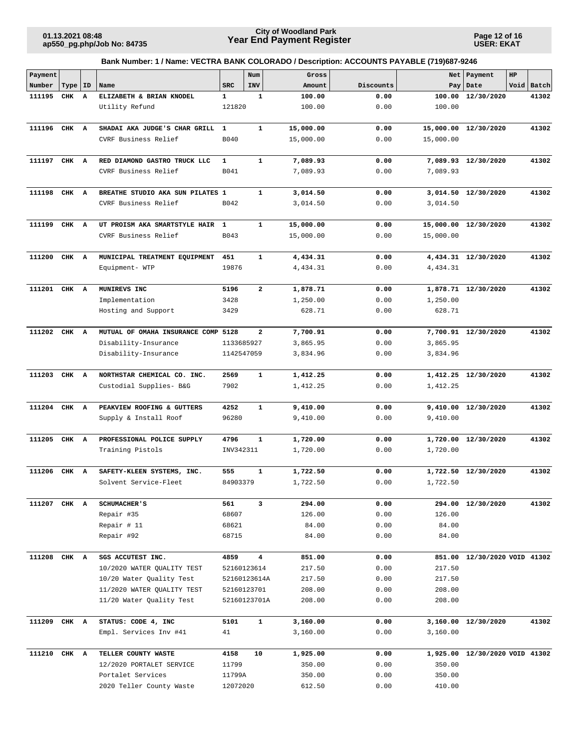**Bank Number: 1 / Name: VECTRA BANK COLORADO / Description: ACCOUNTS PAYABLE (719)687-9246**

| Payment Number | Type | ID | Name | SRC | Num INV | Gross Amount | Discounts | Net Pay | Payment Date | HP | Void | Batch |
|---|---|---|---|---|---|---|---|---|---|---|---|---|
| **111195** | **CHK** | **A** | **ELIZABETH & BRIAN KNODEL** | **1** | **1** | **100.00** | **0.00** | **100.00** | **12/30/2020** | | | **41302** |
| | | | Utility Refund | 121820 | | 100.00 | 0.00 | 100.00 | | | | |
| **111196** | **CHK** | **A** | **SHADAI AKA JUDGE'S CHAR GRILL** | **1** | **1** | **15,000.00** | **0.00** | **15,000.00** | **12/30/2020** | | | **41302** |
| | | | CVRF Business Relief | B040 | | 15,000.00 | 0.00 | 15,000.00 | | | | |
| **111197** | **CHK** | **A** | **RED DIAMOND GASTRO TRUCK LLC** | **1** | **1** | **7,089.93** | **0.00** | **7,089.93** | **12/30/2020** | | | **41302** |
| | | | CVRF Business Relief | B041 | | 7,089.93 | 0.00 | 7,089.93 | | | | |
| **111198** | **CHK** | **A** | **BREATHE STUDIO AKA SUN PILATES** | **1** | **1** | **3,014.50** | **0.00** | **3,014.50** | **12/30/2020** | | | **41302** |
| | | | CVRF Business Relief | B042 | | 3,014.50 | 0.00 | 3,014.50 | | | | |
| **111199** | **CHK** | **A** | **UT PROISM AKA SMARTSTYLE HAIR** | **1** | **1** | **15,000.00** | **0.00** | **15,000.00** | **12/30/2020** | | | **41302** |
| | | | CVRF Business Relief | B043 | | 15,000.00 | 0.00 | 15,000.00 | | | | |
| **111200** | **CHK** | **A** | **MUNICIPAL TREATMENT EQUIPMENT** | **451** | **1** | **4,434.31** | **0.00** | **4,434.31** | **12/30/2020** | | | **41302** |
| | | | Equipment- WTP | 19876 | | 4,434.31 | 0.00 | 4,434.31 | | | | |
| **111201** | **CHK** | **A** | **MUNIREVS INC** | **5196** | **2** | **1,878.71** | **0.00** | **1,878.71** | **12/30/2020** | | | **41302** |
| | | | Implementation | 3428 | | 1,250.00 | 0.00 | 1,250.00 | | | | |
| | | | Hosting and Support | 3429 | | 628.71 | 0.00 | 628.71 | | | | |
| **111202** | **CHK** | **A** | **MUTUAL OF OMAHA INSURANCE COMP** | **5128** | **2** | **7,700.91** | **0.00** | **7,700.91** | **12/30/2020** | | | **41302** |
| | | | Disability-Insurance | 1133685927 | | 3,865.95 | 0.00 | 3,865.95 | | | | |
| | | | Disability-Insurance | 1142547059 | | 3,834.96 | 0.00 | 3,834.96 | | | | |
| **111203** | **CHK** | **A** | **NORTHSTAR CHEMICAL CO. INC.** | **2569** | **1** | **1,412.25** | **0.00** | **1,412.25** | **12/30/2020** | | | **41302** |
| | | | Custodial Supplies- B&G | 7902 | | 1,412.25 | 0.00 | 1,412.25 | | | | |
| **111204** | **CHK** | **A** | **PEAKVIEW ROOFING & GUTTERS** | **4252** | **1** | **9,410.00** | **0.00** | **9,410.00** | **12/30/2020** | | | **41302** |
| | | | Supply & Install Roof | 96280 | | 9,410.00 | 0.00 | 9,410.00 | | | | |
| **111205** | **CHK** | **A** | **PROFESSIONAL POLICE SUPPLY** | **4796** | **1** | **1,720.00** | **0.00** | **1,720.00** | **12/30/2020** | | | **41302** |
| | | | Training Pistols | INV342311 | | 1,720.00 | 0.00 | 1,720.00 | | | | |
| **111206** | **CHK** | **A** | **SAFETY-KLEEN SYSTEMS, INC.** | **555** | **1** | **1,722.50** | **0.00** | **1,722.50** | **12/30/2020** | | | **41302** |
| | | | Solvent Service-Fleet | 84903379 | | 1,722.50 | 0.00 | 1,722.50 | | | | |
| **111207** | **CHK** | **A** | **SCHUMACHER'S** | **561** | **3** | **294.00** | **0.00** | **294.00** | **12/30/2020** | | | **41302** |
| | | | Repair #35 | 68607 | | 126.00 | 0.00 | 126.00 | | | | |
| | | | Repair # 11 | 68621 | | 84.00 | 0.00 | 84.00 | | | | |
| | | | Repair #92 | 68715 | | 84.00 | 0.00 | 84.00 | | | | |
| **111208** | **CHK** | **A** | **SGS ACCUTEST INC.** | **4859** | **4** | **851.00** | **0.00** | **851.00** | **12/30/2020** | | **VOID** | **41302** |
| | | | 10/2020 WATER QUALITY TEST | 52160123614 | | 217.50 | 0.00 | 217.50 | | | | |
| | | | 10/20 Water Quality Test | 52160123614A | | 217.50 | 0.00 | 217.50 | | | | |
| | | | 11/2020 WATER QUALITY TEST | 52160123701 | | 208.00 | 0.00 | 208.00 | | | | |
| | | | 11/20 Water Quality Test | 52160123701A | | 208.00 | 0.00 | 208.00 | | | | |
| **111209** | **CHK** | **A** | **STATUS: CODE 4, INC** | **5101** | **1** | **3,160.00** | **0.00** | **3,160.00** | **12/30/2020** | | | **41302** |
| | | | Empl. Services Inv #41 | 41 | | 3,160.00 | 0.00 | 3,160.00 | | | | |
| **111210** | **CHK** | **A** | **TELLER COUNTY WASTE** | **4158** | **10** | **1,925.00** | **0.00** | **1,925.00** | **12/30/2020** | | **VOID** | **41302** |
| | | | 12/2020 PORTALET SERVICE | 11799 | | 350.00 | 0.00 | 350.00 | | | | |
| | | | Portalet Services | 11799A | | 350.00 | 0.00 | 350.00 | | | | |
| | | | 2020 Teller County Waste | 12072020 | | 612.50 | 0.00 | 410.00 | | | | |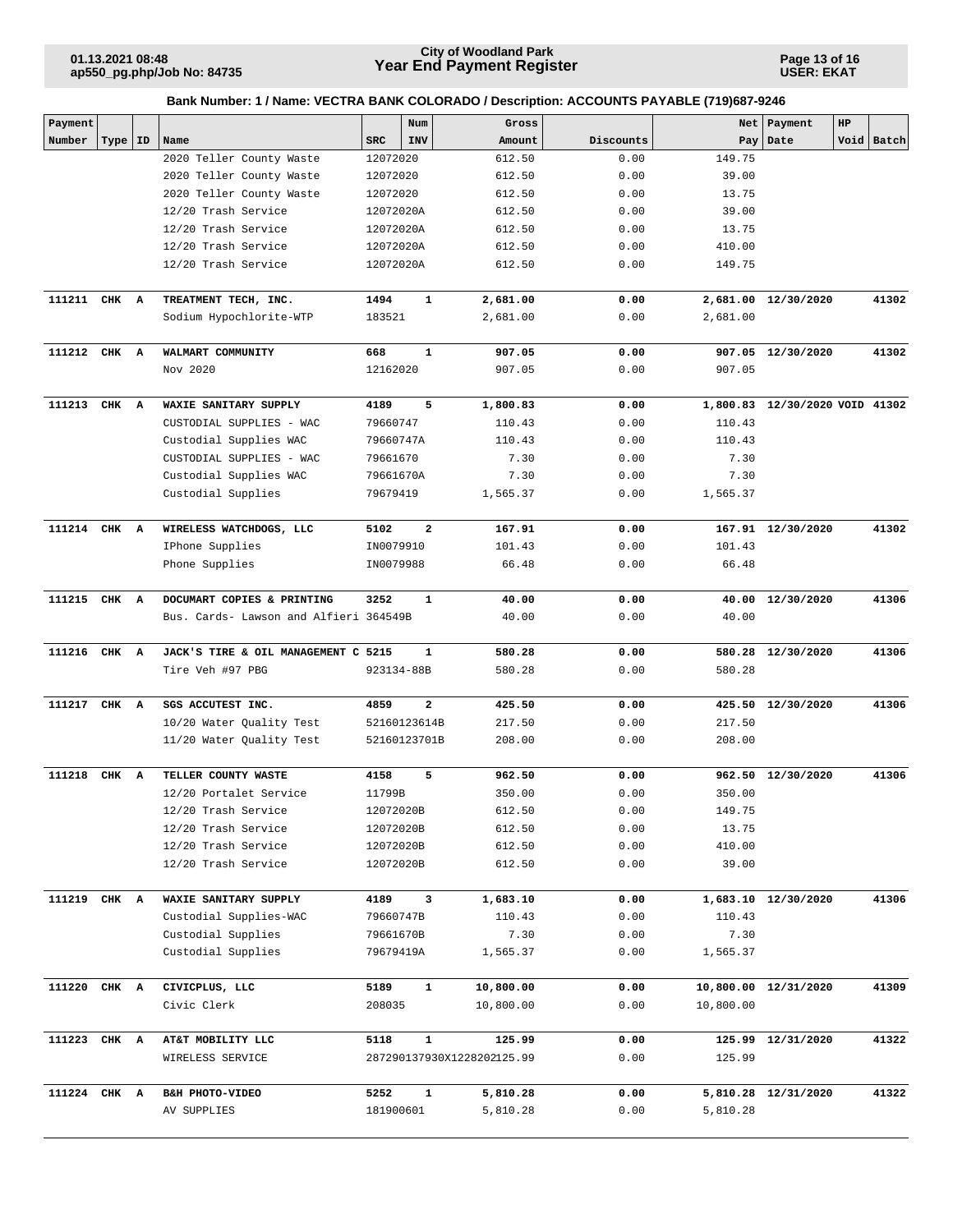**Bank Number: 1 / Name: VECTRA BANK COLORADO / Description: ACCOUNTS PAYABLE (719)687-9246**

| Payment Number | Type | ID | Name | SRC | Num INV | Gross Amount | Discounts | Net Pay | Payment Date | HP Void | Batch |
|---|---|---|---|---|---|---|---|---|---|---|---|
| | | | 2020 Teller County Waste | 12072020 | | 612.50 | 0.00 | 149.75 | | | |
| | | | 2020 Teller County Waste | 12072020 | | 612.50 | 0.00 | 39.00 | | | |
| | | | 2020 Teller County Waste | 12072020 | | 612.50 | 0.00 | 13.75 | | | |
| | | | 12/20 Trash Service | 12072020A | | 612.50 | 0.00 | 39.00 | | | |
| | | | 12/20 Trash Service | 12072020A | | 612.50 | 0.00 | 13.75 | | | |
| | | | 12/20 Trash Service | 12072020A | | 612.50 | 0.00 | 410.00 | | | |
| | | | 12/20 Trash Service | 12072020A | | 612.50 | 0.00 | 149.75 | | | |
| **111211** | **CHK** | **A** | **TREATMENT TECH, INC.** | **1494** | **1** | **2,681.00** | **0.00** | **2,681.00** | **12/30/2020** | | **41302** |
| | | | Sodium Hypochlorite-WTP | 183521 | | 2,681.00 | 0.00 | 2,681.00 | | | |
| **111212** | **CHK** | **A** | **WALMART COMMUNITY** | **668** | **1** | **907.05** | **0.00** | **907.05** | **12/30/2020** | | **41302** |
| | | | Nov 2020 | 12162020 | | 907.05 | 0.00 | 907.05 | | | |
| **111213** | **CHK** | **A** | **WAXIE SANITARY SUPPLY** | **4189** | **5** | **1,800.83** | **0.00** | **1,800.83** | **12/30/2020** | **VOID** | **41302** |
| | | | CUSTODIAL SUPPLIES - WAC | 79660747 | | 110.43 | 0.00 | 110.43 | | | |
| | | | Custodial Supplies WAC | 79660747A | | 110.43 | 0.00 | 110.43 | | | |
| | | | CUSTODIAL SUPPLIES - WAC | 79661670 | | 7.30 | 0.00 | 7.30 | | | |
| | | | Custodial Supplies WAC | 79661670A | | 7.30 | 0.00 | 7.30 | | | |
| | | | Custodial Supplies | 79679419 | | 1,565.37 | 0.00 | 1,565.37 | | | |
| **111214** | **CHK** | **A** | **WIRELESS WATCHDOGS, LLC** | **5102** | **2** | **167.91** | **0.00** | **167.91** | **12/30/2020** | | **41302** |
| | | | IPhone Supplies | IN0079910 | | 101.43 | 0.00 | 101.43 | | | |
| | | | Phone Supplies | IN0079988 | | 66.48 | 0.00 | 66.48 | | | |
| **111215** | **CHK** | **A** | **DOCUMART COPIES & PRINTING** | **3252** | **1** | **40.00** | **0.00** | **40.00** | **12/30/2020** | | **41306** |
| | | | Bus. Cards- Lawson and Alfieri | 364549B | | 40.00 | 0.00 | 40.00 | | | |
| **111216** | **CHK** | **A** | **JACK'S TIRE & OIL MANAGEMENT C** | **5215** | **1** | **580.28** | **0.00** | **580.28** | **12/30/2020** | | **41306** |
| | | | Tire Veh #97 PBG | 923134-88B | | 580.28 | 0.00 | 580.28 | | | |
| **111217** | **CHK** | **A** | **SGS ACCUTEST INC.** | **4859** | **2** | **425.50** | **0.00** | **425.50** | **12/30/2020** | | **41306** |
| | | | 10/20 Water Quality Test | 52160123614B | | 217.50 | 0.00 | 217.50 | | | |
| | | | 11/20 Water Quality Test | 52160123701B | | 208.00 | 0.00 | 208.00 | | | |
| **111218** | **CHK** | **A** | **TELLER COUNTY WASTE** | **4158** | **5** | **962.50** | **0.00** | **962.50** | **12/30/2020** | | **41306** |
| | | | 12/20 Portalet Service | 11799B | | 350.00 | 0.00 | 350.00 | | | |
| | | | 12/20 Trash Service | 12072020B | | 612.50 | 0.00 | 149.75 | | | |
| | | | 12/20 Trash Service | 12072020B | | 612.50 | 0.00 | 13.75 | | | |
| | | | 12/20 Trash Service | 12072020B | | 612.50 | 0.00 | 410.00 | | | |
| | | | 12/20 Trash Service | 12072020B | | 612.50 | 0.00 | 39.00 | | | |
| **111219** | **CHK** | **A** | **WAXIE SANITARY SUPPLY** | **4189** | **3** | **1,683.10** | **0.00** | **1,683.10** | **12/30/2020** | | **41306** |
| | | | Custodial Supplies-WAC | 79660747B | | 110.43 | 0.00 | 110.43 | | | |
| | | | Custodial Supplies | 79661670B | | 7.30 | 0.00 | 7.30 | | | |
| | | | Custodial Supplies | 79679419A | | 1,565.37 | 0.00 | 1,565.37 | | | |
| **111220** | **CHK** | **A** | **CIVICPLUS, LLC** | **5189** | **1** | **10,800.00** | **0.00** | **10,800.00** | **12/31/2020** | | **41309** |
| | | | Civic Clerk | 208035 | | 10,800.00 | 0.00 | 10,800.00 | | | |
| **111223** | **CHK** | **A** | **AT&T MOBILITY LLC** | **5118** | **1** | **125.99** | **0.00** | **125.99** | **12/31/2020** | | **41322** |
| | | | WIRELESS SERVICE | 287290137930X1228202 | | 125.99 | 0.00 | 125.99 | | | |
| **111224** | **CHK** | **A** | **B&H PHOTO-VIDEO** | **5252** | **1** | **5,810.28** | **0.00** | **5,810.28** | **12/31/2020** | | **41322** |
| | | | AV SUPPLIES | 181900601 | | 5,810.28 | 0.00 | 5,810.28 | | | |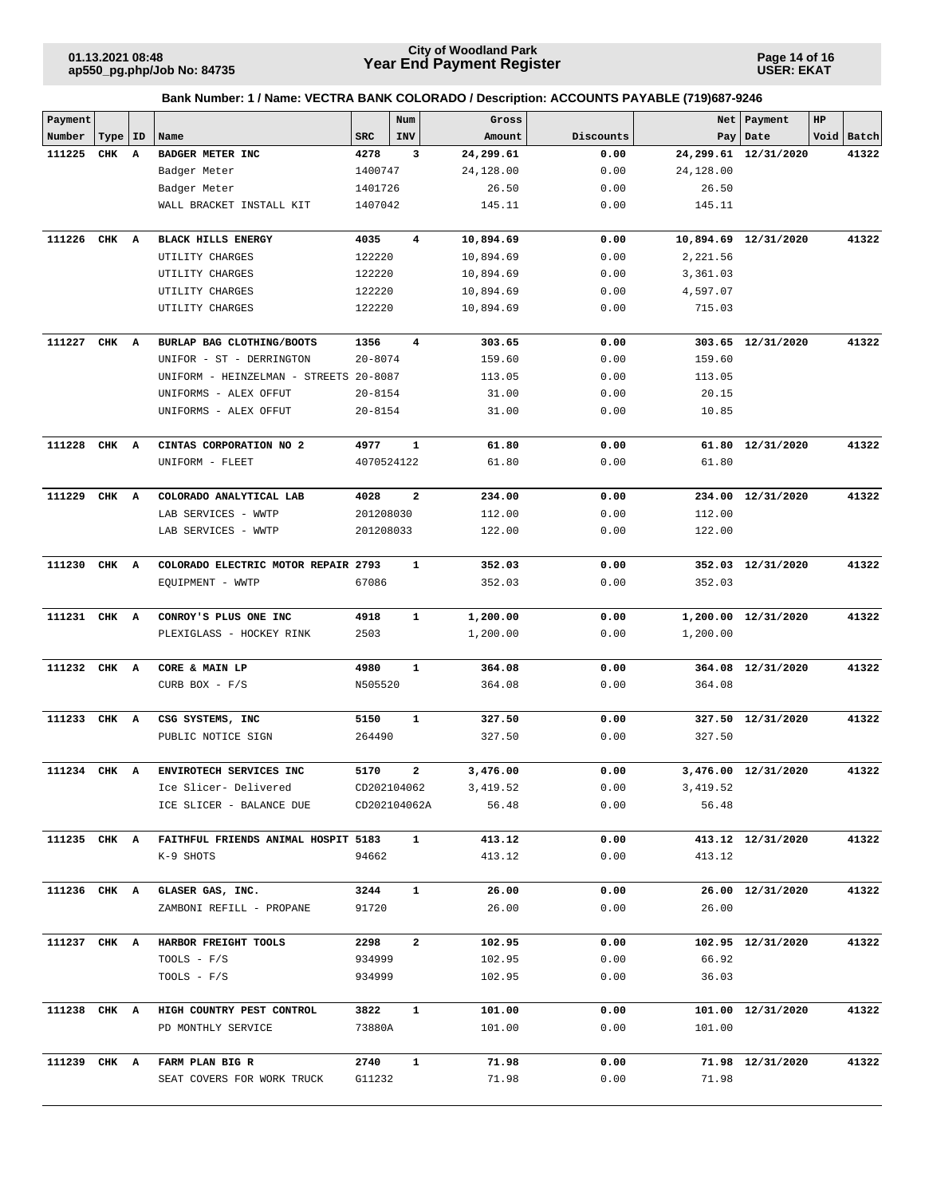**City of Woodland Park**
**Year End Payment Register**

**Bank Number: 1 / Name: VECTRA BANK COLORADO / Description: ACCOUNTS PAYABLE (719)687-9246**

| Payment Number | Type | ID | Name | SRC | Num INV | Gross Amount | Discounts | Net Pay | Payment Date | HP Void | Batch |
|---|---|---|---|---|---|---|---|---|---|---|---|
| **111225** | **CHK** | **A** | **BADGER METER INC** | **4278** | **3** | **24,299.61** | **0.00** | **24,299.61** | **12/31/2020** | | **41322** |
| | | | Badger Meter | 1400747 | | 24,128.00 | 0.00 | 24,128.00 | | | |
| | | | Badger Meter | 1401726 | | 26.50 | 0.00 | 26.50 | | | |
| | | | WALL BRACKET INSTALL KIT | 1407042 | | 145.11 | 0.00 | 145.11 | | | |
| **111226** | **CHK** | **A** | **BLACK HILLS ENERGY** | **4035** | **4** | **10,894.69** | **0.00** | **10,894.69** | **12/31/2020** | | **41322** |
| | | | UTILITY CHARGES | 122220 | | 10,894.69 | 0.00 | 2,221.56 | | | |
| | | | UTILITY CHARGES | 122220 | | 10,894.69 | 0.00 | 3,361.03 | | | |
| | | | UTILITY CHARGES | 122220 | | 10,894.69 | 0.00 | 4,597.07 | | | |
| | | | UTILITY CHARGES | 122220 | | 10,894.69 | 0.00 | 715.03 | | | |
| **111227** | **CHK** | **A** | **BURLAP BAG CLOTHING/BOOTS** | **1356** | **4** | **303.65** | **0.00** | **303.65** | **12/31/2020** | | **41322** |
| | | | UNIFOR - ST - DERRINGTON | 20-8074 | | 159.60 | 0.00 | 159.60 | | | |
| | | | UNIFORM - HEINZELMAN - STREETS | 20-8087 | | 113.05 | 0.00 | 113.05 | | | |
| | | | UNIFORMS - ALEX OFFUT | 20-8154 | | 31.00 | 0.00 | 20.15 | | | |
| | | | UNIFORMS - ALEX OFFUT | 20-8154 | | 31.00 | 0.00 | 10.85 | | | |
| **111228** | **CHK** | **A** | **CINTAS CORPORATION NO 2** | **4977** | **1** | **61.80** | **0.00** | **61.80** | **12/31/2020** | | **41322** |
| | | | UNIFORM - FLEET | 4070524122 | | 61.80 | 0.00 | 61.80 | | | |
| **111229** | **CHK** | **A** | **COLORADO ANALYTICAL LAB** | **4028** | **2** | **234.00** | **0.00** | **234.00** | **12/31/2020** | | **41322** |
| | | | LAB SERVICES - WWTP | 201208030 | | 112.00 | 0.00 | 112.00 | | | |
| | | | LAB SERVICES - WWTP | 201208033 | | 122.00 | 0.00 | 122.00 | | | |
| **111230** | **CHK** | **A** | **COLORADO ELECTRIC MOTOR REPAIR** | **2793** | **1** | **352.03** | **0.00** | **352.03** | **12/31/2020** | | **41322** |
| | | | EQUIPMENT - WWTP | 67086 | | 352.03 | 0.00 | 352.03 | | | |
| **111231** | **CHK** | **A** | **CONROY'S PLUS ONE INC** | **4918** | **1** | **1,200.00** | **0.00** | **1,200.00** | **12/31/2020** | | **41322** |
| | | | PLEXIGLASS - HOCKEY RINK | 2503 | | 1,200.00 | 0.00 | 1,200.00 | | | |
| **111232** | **CHK** | **A** | **CORE & MAIN LP** | **4980** | **1** | **364.08** | **0.00** | **364.08** | **12/31/2020** | | **41322** |
| | | | CURB BOX - F/S | N505520 | | 364.08 | 0.00 | 364.08 | | | |
| **111233** | **CHK** | **A** | **CSG SYSTEMS, INC** | **5150** | **1** | **327.50** | **0.00** | **327.50** | **12/31/2020** | | **41322** |
| | | | PUBLIC NOTICE SIGN | 264490 | | 327.50 | 0.00 | 327.50 | | | |
| **111234** | **CHK** | **A** | **ENVIROTECH SERVICES INC** | **5170** | **2** | **3,476.00** | **0.00** | **3,476.00** | **12/31/2020** | | **41322** |
| | | | Ice Slicer- Delivered | CD202104062 | | 3,419.52 | 0.00 | 3,419.52 | | | |
| | | | ICE SLICER - BALANCE DUE | CD202104062A | | 56.48 | 0.00 | 56.48 | | | |
| **111235** | **CHK** | **A** | **FAITHFUL FRIENDS ANIMAL HOSPIT** | **5183** | **1** | **413.12** | **0.00** | **413.12** | **12/31/2020** | | **41322** |
| | | | K-9 SHOTS | 94662 | | 413.12 | 0.00 | 413.12 | | | |
| **111236** | **CHK** | **A** | **GLASER GAS, INC.** | **3244** | **1** | **26.00** | **0.00** | **26.00** | **12/31/2020** | | **41322** |
| | | | ZAMBONI REFILL - PROPANE | 91720 | | 26.00 | 0.00 | 26.00 | | | |
| **111237** | **CHK** | **A** | **HARBOR FREIGHT TOOLS** | **2298** | **2** | **102.95** | **0.00** | **102.95** | **12/31/2020** | | **41322** |
| | | | TOOLS - F/S | 934999 | | 102.95 | 0.00 | 66.92 | | | |
| | | | TOOLS - F/S | 934999 | | 102.95 | 0.00 | 36.03 | | | |
| **111238** | **CHK** | **A** | **HIGH COUNTRY PEST CONTROL** | **3822** | **1** | **101.00** | **0.00** | **101.00** | **12/31/2020** | | **41322** |
| | | | PD MONTHLY SERVICE | 73880A | | 101.00 | 0.00 | 101.00 | | | |
| **111239** | **CHK** | **A** | **FARM PLAN BIG R** | **2740** | **1** | **71.98** | **0.00** | **71.98** | **12/31/2020** | | **41322** |
| | | | SEAT COVERS FOR WORK TRUCK | G11232 | | 71.98 | 0.00 | 71.98 | | | |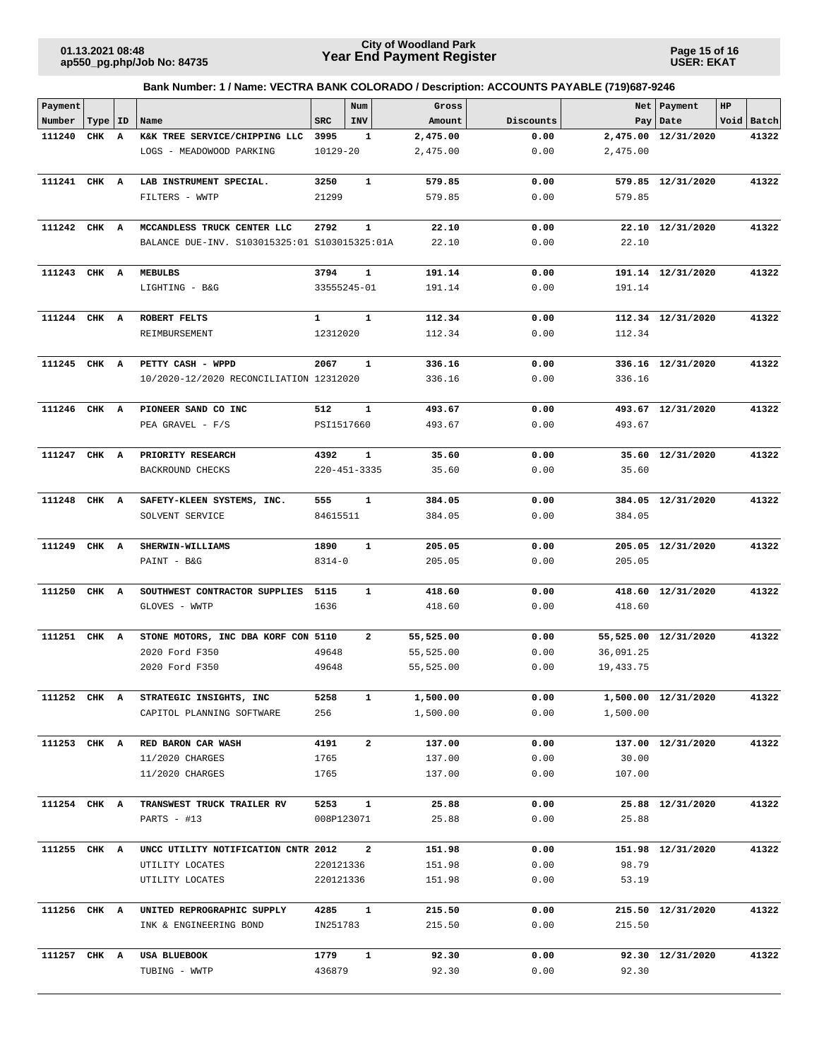**Bank Number: 1 / Name: VECTRA BANK COLORADO / Description: ACCOUNTS PAYABLE (719)687-9246**

| Payment Number | Type | ID | Name | SRC | Num INV | Gross Amount | Discounts | Net Pay | Payment Date | HP Void | Batch |
|---|---|---|---|---|---|---|---|---|---|---|---|
| 111240 | CHK | A | K&K TREE SERVICE/CHIPPING LLC | 3995 | 1 | 2,475.00 | 0.00 | 2,475.00 | 12/31/2020 | | 41322 |
| | | | LOGS - MEADOWOOD PARKING | 10129-20 | | 2,475.00 | 0.00 | 2,475.00 | | | |
| 111241 | CHK | A | LAB INSTRUMENT SPECIAL. | 3250 | 1 | 579.85 | 0.00 | 579.85 | 12/31/2020 | | 41322 |
| | | | FILTERS - WWTP | 21299 | | 579.85 | 0.00 | 579.85 | | | |
| 111242 | CHK | A | MCCANDLESS TRUCK CENTER LLC | 2792 | 1 | 22.10 | 0.00 | 22.10 | 12/31/2020 | | 41322 |
| | | | BALANCE DUE-INV. S103015325:01 | S103015325:01A | | 22.10 | 0.00 | 22.10 | | | |
| 111243 | CHK | A | MEBULBS | 3794 | 1 | 191.14 | 0.00 | 191.14 | 12/31/2020 | | 41322 |
| | | | LIGHTING - B&G | 33555245-01 | | 191.14 | 0.00 | 191.14 | | | |
| 111244 | CHK | A | ROBERT FELTS | 1 | 1 | 112.34 | 0.00 | 112.34 | 12/31/2020 | | 41322 |
| | | | REIMBURSEMENT | 12312020 | | 112.34 | 0.00 | 112.34 | | | |
| 111245 | CHK | A | PETTY CASH - WPPD | 2067 | 1 | 336.16 | 0.00 | 336.16 | 12/31/2020 | | 41322 |
| | | | 10/2020-12/2020 RECONCILIATION | 12312020 | | 336.16 | 0.00 | 336.16 | | | |
| 111246 | CHK | A | PIONEER SAND CO INC | 512 | 1 | 493.67 | 0.00 | 493.67 | 12/31/2020 | | 41322 |
| | | | PEA GRAVEL - F/S | PSI1517660 | | 493.67 | 0.00 | 493.67 | | | |
| 111247 | CHK | A | PRIORITY RESEARCH | 4392 | 1 | 35.60 | 0.00 | 35.60 | 12/31/2020 | | 41322 |
| | | | BACKROUND CHECKS | 220-451-3335 | | 35.60 | 0.00 | 35.60 | | | |
| 111248 | CHK | A | SAFETY-KLEEN SYSTEMS, INC. | 555 | 1 | 384.05 | 0.00 | 384.05 | 12/31/2020 | | 41322 |
| | | | SOLVENT SERVICE | 84615511 | | 384.05 | 0.00 | 384.05 | | | |
| 111249 | CHK | A | SHERWIN-WILLIAMS | 1890 | 1 | 205.05 | 0.00 | 205.05 | 12/31/2020 | | 41322 |
| | | | PAINT - B&G | 8314-0 | | 205.05 | 0.00 | 205.05 | | | |
| 111250 | CHK | A | SOUTHWEST CONTRACTOR SUPPLIES | 5115 | 1 | 418.60 | 0.00 | 418.60 | 12/31/2020 | | 41322 |
| | | | GLOVES - WWTP | 1636 | | 418.60 | 0.00 | 418.60 | | | |
| 111251 | CHK | A | STONE MOTORS, INC DBA KORF CON | 5110 | 2 | 55,525.00 | 0.00 | 55,525.00 | 12/31/2020 | | 41322 |
| | | | 2020 Ford F350 | 49648 | | 55,525.00 | 0.00 | 36,091.25 | | | |
| | | | 2020 Ford F350 | 49648 | | 55,525.00 | 0.00 | 19,433.75 | | | |
| 111252 | CHK | A | STRATEGIC INSIGHTS, INC | 5258 | 1 | 1,500.00 | 0.00 | 1,500.00 | 12/31/2020 | | 41322 |
| | | | CAPITOL PLANNING SOFTWARE | 256 | | 1,500.00 | 0.00 | 1,500.00 | | | |
| 111253 | CHK | A | RED BARON CAR WASH | 4191 | 2 | 137.00 | 0.00 | 137.00 | 12/31/2020 | | 41322 |
| | | | 11/2020 CHARGES | 1765 | | 137.00 | 0.00 | 30.00 | | | |
| | | | 11/2020 CHARGES | 1765 | | 137.00 | 0.00 | 107.00 | | | |
| 111254 | CHK | A | TRANSWEST TRUCK TRAILER RV | 5253 | 1 | 25.88 | 0.00 | 25.88 | 12/31/2020 | | 41322 |
| | | | PARTS - #13 | 008P123071 | | 25.88 | 0.00 | 25.88 | | | |
| 111255 | CHK | A | UNCC UTILITY NOTIFICATION CNTR | 2012 | 2 | 151.98 | 0.00 | 151.98 | 12/31/2020 | | 41322 |
| | | | UTILITY LOCATES | 220121336 | | 151.98 | 0.00 | 98.79 | | | |
| | | | UTILITY LOCATES | 220121336 | | 151.98 | 0.00 | 53.19 | | | |
| 111256 | CHK | A | UNITED REPROGRAPHIC SUPPLY | 4285 | 1 | 215.50 | 0.00 | 215.50 | 12/31/2020 | | 41322 |
| | | | INK & ENGINEERING BOND | IN251783 | | 215.50 | 0.00 | 215.50 | | | |
| 111257 | CHK | A | USA BLUEBOOK | 1779 | 1 | 92.30 | 0.00 | 92.30 | 12/31/2020 | | 41322 |
| | | | TUBING - WWTP | 436879 | | 92.30 | 0.00 | 92.30 | | | |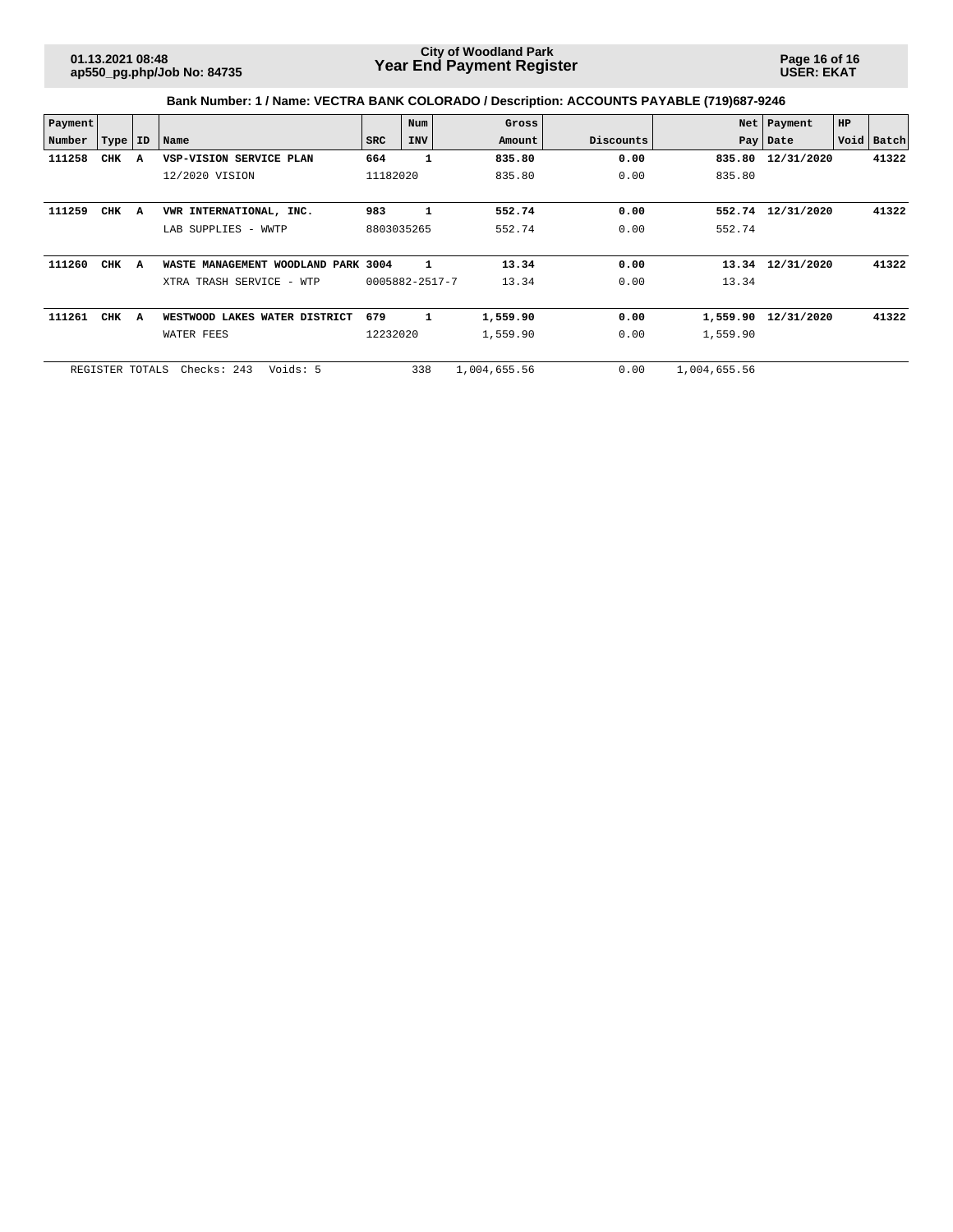**Bank Number: 1 / Name: VECTRA BANK COLORADO / Description: ACCOUNTS PAYABLE (719)687-9246**

| Payment Number | Type | ID | Name | SRC | Num INV | Gross Amount | Discounts | Net Pay | Payment Date | HP Void | Batch |
|---|---|---|---|---|---|---|---|---|---|---|---|
| **111258** | **CHK** | **A** | **VSP-VISION SERVICE PLAN** | **664** | **1** | **835.80** | **0.00** | **835.80** | **12/31/2020** | | **41322** |
| | | | 12/2020 VISION | 11182020 | | 835.80 | 0.00 | 835.80 | | | |
| **111259** | **CHK** | **A** | **VWR INTERNATIONAL, INC.** | **983** | **1** | **552.74** | **0.00** | **552.74** | **12/31/2020** | | **41322** |
| | | | LAB SUPPLIES - WWTP | 8803035265 | | 552.74 | 0.00 | 552.74 | | | |
| **111260** | **CHK** | **A** | **WASTE MANAGEMENT WOODLAND PARK** | **3004** | **1** | **13.34** | **0.00** | **13.34** | **12/31/2020** | | **41322** |
| | | | XTRA TRASH SERVICE - WTP | 0005882-2517-7 | | 13.34 | 0.00 | 13.34 | | | |
| **111261** | **CHK** | **A** | **WESTWOOD LAKES WATER DISTRICT** | **679** | **1** | **1,559.90** | **0.00** | **1,559.90** | **12/31/2020** | | **41322** |
| | | | WATER FEES | 12232020 | | 1,559.90 | 0.00 | 1,559.90 | | | |
| REGISTER TOTALS | | | Checks: 243 Voids: 5 | | 338 | 1,004,655.56 | 0.00 | 1,004,655.56 | | | |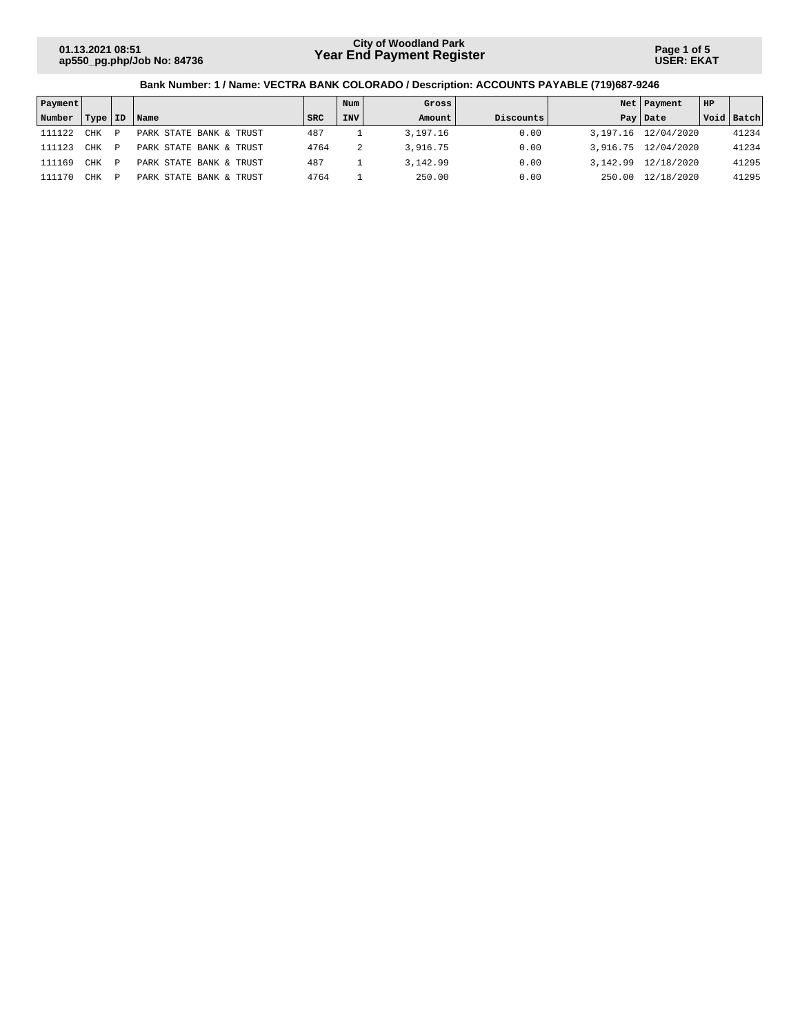**City of Woodland Park**
**Year End Payment Register**

01.13.2021 08:51
ap550_pg.php/Job No: 84736

USER: EKAT

**Bank Number: 1 / Name: VECTRA BANK COLORADO / Description: ACCOUNTS PAYABLE (719)687-9246**

| Payment Number | Type | ID | Name | SRC | Num INV | Gross Amount | Discounts | Net Pay | Payment Date | HP Void | Batch |
|---|---|---|---|---|---|---|---|---|---|---|---|
| 111122 | CHK | P | PARK STATE BANK & TRUST | 487 | 1 | 3,197.16 | 0.00 | 3,197.16 | 12/04/2020 | | 41234 |
| 111123 | CHK | P | PARK STATE BANK & TRUST | 4764 | 2 | 3,916.75 | 0.00 | 3,916.75 | 12/04/2020 | | 41234 |
| 111169 | CHK | P | PARK STATE BANK & TRUST | 487 | 1 | 3,142.99 | 0.00 | 3,142.99 | 12/18/2020 | | 41295 |
| 111170 | CHK | P | PARK STATE BANK & TRUST | 4764 | 1 | 250.00 | 0.00 | 250.00 | 12/18/2020 | | 41295 |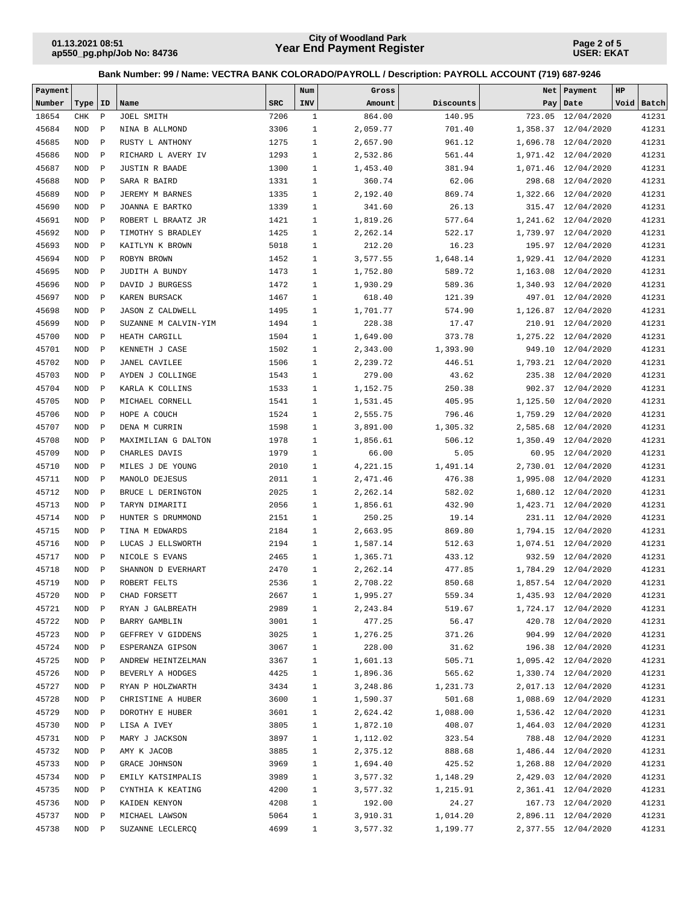**Bank Number: 99 / Name: VECTRA BANK COLORADO/PAYROLL / Description: PAYROLL ACCOUNT (719) 687-9246**

| Payment Number | Type | ID | Name | SRC | Num INV | Gross Amount | Discounts | Net Pay | Payment Date | HP Void | Batch |
|---|---|---|---|---|---|---|---|---|---|---|---|
| 18654 | CHK | P | JOEL SMITH | 7206 | 1 | 864.00 | 140.95 | 723.05 | 12/04/2020 | | 41231 |
| 45684 | NOD | P | NINA B ALLMOND | 3306 | 1 | 2,059.77 | 701.40 | 1,358.37 | 12/04/2020 | | 41231 |
| 45685 | NOD | P | RUSTY L ANTHONY | 1275 | 1 | 2,657.90 | 961.12 | 1,696.78 | 12/04/2020 | | 41231 |
| 45686 | NOD | P | RICHARD L AVERY IV | 1293 | 1 | 2,532.86 | 561.44 | 1,971.42 | 12/04/2020 | | 41231 |
| 45687 | NOD | P | JUSTIN R BAADE | 1300 | 1 | 1,453.40 | 381.94 | 1,071.46 | 12/04/2020 | | 41231 |
| 45688 | NOD | P | SARA R BAIRD | 1331 | 1 | 360.74 | 62.06 | 298.68 | 12/04/2020 | | 41231 |
| 45689 | NOD | P | JEREMY M BARNES | 1335 | 1 | 2,192.40 | 869.74 | 1,322.66 | 12/04/2020 | | 41231 |
| 45690 | NOD | P | JOANNA E BARTKO | 1339 | 1 | 341.60 | 26.13 | 315.47 | 12/04/2020 | | 41231 |
| 45691 | NOD | P | ROBERT L BRAATZ JR | 1421 | 1 | 1,819.26 | 577.64 | 1,241.62 | 12/04/2020 | | 41231 |
| 45692 | NOD | P | TIMOTHY S BRADLEY | 1425 | 1 | 2,262.14 | 522.17 | 1,739.97 | 12/04/2020 | | 41231 |
| 45693 | NOD | P | KAITLYN K BROWN | 5018 | 1 | 212.20 | 16.23 | 195.97 | 12/04/2020 | | 41231 |
| 45694 | NOD | P | ROBYN BROWN | 1452 | 1 | 3,577.55 | 1,648.14 | 1,929.41 | 12/04/2020 | | 41231 |
| 45695 | NOD | P | JUDITH A BUNDY | 1473 | 1 | 1,752.80 | 589.72 | 1,163.08 | 12/04/2020 | | 41231 |
| 45696 | NOD | P | DAVID J BURGESS | 1472 | 1 | 1,930.29 | 589.36 | 1,340.93 | 12/04/2020 | | 41231 |
| 45697 | NOD | P | KAREN BURSACK | 1467 | 1 | 618.40 | 121.39 | 497.01 | 12/04/2020 | | 41231 |
| 45698 | NOD | P | JASON Z CALDWELL | 1495 | 1 | 1,701.77 | 574.90 | 1,126.87 | 12/04/2020 | | 41231 |
| 45699 | NOD | P | SUZANNE M CALVIN-YIM | 1494 | 1 | 228.38 | 17.47 | 210.91 | 12/04/2020 | | 41231 |
| 45700 | NOD | P | HEATH CARGILL | 1504 | 1 | 1,649.00 | 373.78 | 1,275.22 | 12/04/2020 | | 41231 |
| 45701 | NOD | P | KENNETH J CASE | 1502 | 1 | 2,343.00 | 1,393.90 | 949.10 | 12/04/2020 | | 41231 |
| 45702 | NOD | P | JANEL CAVILEE | 1506 | 1 | 2,239.72 | 446.51 | 1,793.21 | 12/04/2020 | | 41231 |
| 45703 | NOD | P | AYDEN J COLLINGE | 1543 | 1 | 279.00 | 43.62 | 235.38 | 12/04/2020 | | 41231 |
| 45704 | NOD | P | KARLA K COLLINS | 1533 | 1 | 1,152.75 | 250.38 | 902.37 | 12/04/2020 | | 41231 |
| 45705 | NOD | P | MICHAEL CORNELL | 1541 | 1 | 1,531.45 | 405.95 | 1,125.50 | 12/04/2020 | | 41231 |
| 45706 | NOD | P | HOPE A COUCH | 1524 | 1 | 2,555.75 | 796.46 | 1,759.29 | 12/04/2020 | | 41231 |
| 45707 | NOD | P | DENA M CURRIN | 1598 | 1 | 3,891.00 | 1,305.32 | 2,585.68 | 12/04/2020 | | 41231 |
| 45708 | NOD | P | MAXIMILIAN G DALTON | 1978 | 1 | 1,856.61 | 506.12 | 1,350.49 | 12/04/2020 | | 41231 |
| 45709 | NOD | P | CHARLES DAVIS | 1979 | 1 | 66.00 | 5.05 | 60.95 | 12/04/2020 | | 41231 |
| 45710 | NOD | P | MILES J DE YOUNG | 2010 | 1 | 4,221.15 | 1,491.14 | 2,730.01 | 12/04/2020 | | 41231 |
| 45711 | NOD | P | MANOLO DEJESUS | 2011 | 1 | 2,471.46 | 476.38 | 1,995.08 | 12/04/2020 | | 41231 |
| 45712 | NOD | P | BRUCE L DERINGTON | 2025 | 1 | 2,262.14 | 582.02 | 1,680.12 | 12/04/2020 | | 41231 |
| 45713 | NOD | P | TARYN DIMARITI | 2056 | 1 | 1,856.61 | 432.90 | 1,423.71 | 12/04/2020 | | 41231 |
| 45714 | NOD | P | HUNTER S DRUMMOND | 2151 | 1 | 250.25 | 19.14 | 231.11 | 12/04/2020 | | 41231 |
| 45715 | NOD | P | TINA M EDWARDS | 2184 | 1 | 2,663.95 | 869.80 | 1,794.15 | 12/04/2020 | | 41231 |
| 45716 | NOD | P | LUCAS J ELLSWORTH | 2194 | 1 | 1,587.14 | 512.63 | 1,074.51 | 12/04/2020 | | 41231 |
| 45717 | NOD | P | NICOLE S EVANS | 2465 | 1 | 1,365.71 | 433.12 | 932.59 | 12/04/2020 | | 41231 |
| 45718 | NOD | P | SHANNON D EVERHART | 2470 | 1 | 2,262.14 | 477.85 | 1,784.29 | 12/04/2020 | | 41231 |
| 45719 | NOD | P | ROBERT FELTS | 2536 | 1 | 2,708.22 | 850.68 | 1,857.54 | 12/04/2020 | | 41231 |
| 45720 | NOD | P | CHAD FORSETT | 2667 | 1 | 1,995.27 | 559.34 | 1,435.93 | 12/04/2020 | | 41231 |
| 45721 | NOD | P | RYAN J GALBREATH | 2989 | 1 | 2,243.84 | 519.67 | 1,724.17 | 12/04/2020 | | 41231 |
| 45722 | NOD | P | BARRY GAMBLIN | 3001 | 1 | 477.25 | 56.47 | 420.78 | 12/04/2020 | | 41231 |
| 45723 | NOD | P | GEFFREY V GIDDENS | 3025 | 1 | 1,276.25 | 371.26 | 904.99 | 12/04/2020 | | 41231 |
| 45724 | NOD | P | ESPERANZA GIPSON | 3067 | 1 | 228.00 | 31.62 | 196.38 | 12/04/2020 | | 41231 |
| 45725 | NOD | P | ANDREW HEINTZELMAN | 3367 | 1 | 1,601.13 | 505.71 | 1,095.42 | 12/04/2020 | | 41231 |
| 45726 | NOD | P | BEVERLY A HODGES | 4425 | 1 | 1,896.36 | 565.62 | 1,330.74 | 12/04/2020 | | 41231 |
| 45727 | NOD | P | RYAN P HOLZWARTH | 3434 | 1 | 3,248.86 | 1,231.73 | 2,017.13 | 12/04/2020 | | 41231 |
| 45728 | NOD | P | CHRISTINE A HUBER | 3600 | 1 | 1,590.37 | 501.68 | 1,088.69 | 12/04/2020 | | 41231 |
| 45729 | NOD | P | DOROTHY E HUBER | 3601 | 1 | 2,624.42 | 1,088.00 | 1,536.42 | 12/04/2020 | | 41231 |
| 45730 | NOD | P | LISA A IVEY | 3805 | 1 | 1,872.10 | 408.07 | 1,464.03 | 12/04/2020 | | 41231 |
| 45731 | NOD | P | MARY J JACKSON | 3897 | 1 | 1,112.02 | 323.54 | 788.48 | 12/04/2020 | | 41231 |
| 45732 | NOD | P | AMY K JACOB | 3885 | 1 | 2,375.12 | 888.68 | 1,486.44 | 12/04/2020 | | 41231 |
| 45733 | NOD | P | GRACE JOHNSON | 3969 | 1 | 1,694.40 | 425.52 | 1,268.88 | 12/04/2020 | | 41231 |
| 45734 | NOD | P | EMILY KATSIMPALIS | 3989 | 1 | 3,577.32 | 1,148.29 | 2,429.03 | 12/04/2020 | | 41231 |
| 45735 | NOD | P | CYNTHIA K KEATING | 4200 | 1 | 3,577.32 | 1,215.91 | 2,361.41 | 12/04/2020 | | 41231 |
| 45736 | NOD | P | KAIDEN KENYON | 4208 | 1 | 192.00 | 24.27 | 167.73 | 12/04/2020 | | 41231 |
| 45737 | NOD | P | MICHAEL LAWSON | 5064 | 1 | 3,910.31 | 1,014.20 | 2,896.11 | 12/04/2020 | | 41231 |
| 45738 | NOD | P | SUZANNE LECLERCQ | 4699 | 1 | 3,577.32 | 1,199.77 | 2,377.55 | 12/04/2020 | | 41231 |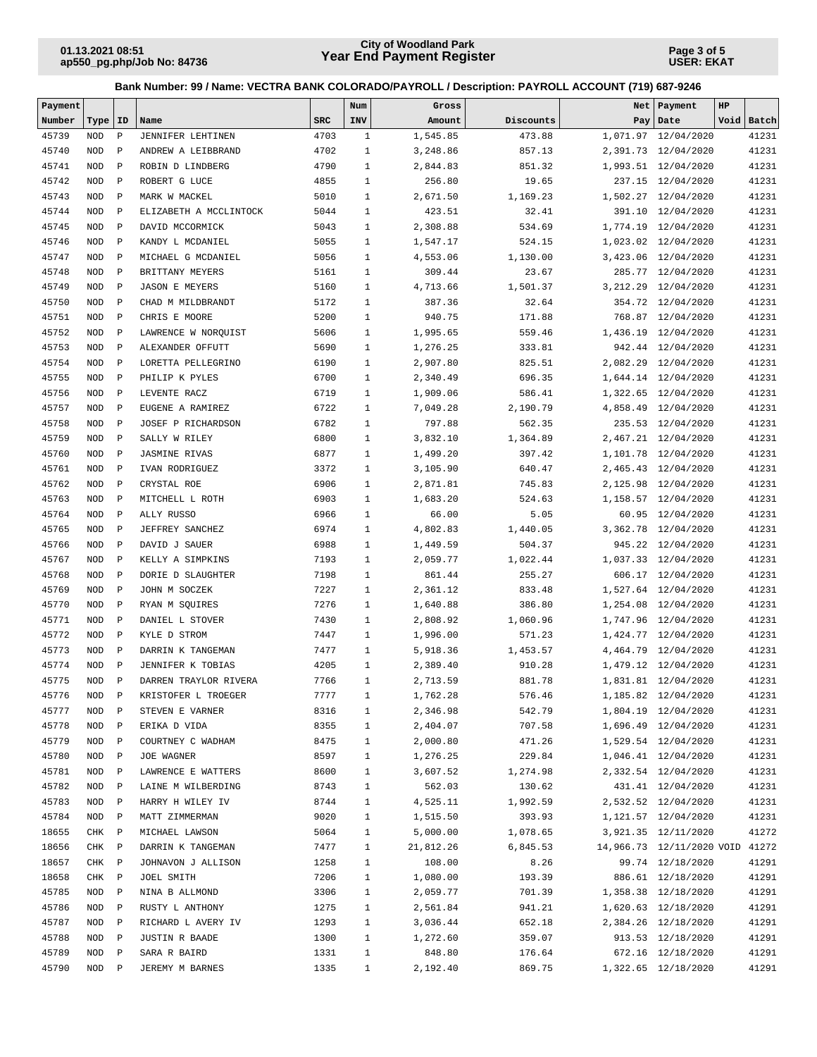**City of Woodland Park**
**Year End Payment Register**

01.13.2021 08:51
ap550_pg.php/Job No: 84736

USER: EKAT

**Bank Number: 99 / Name: VECTRA BANK COLORADO/PAYROLL / Description: PAYROLL ACCOUNT (719) 687-9246**

| Payment Number | Type | ID | Name | SRC | Num INV | Gross Amount | Discounts | Net Pay | Payment Date | HP Void | Batch |
|---|---|---|---|---|---|---|---|---|---|---|---|
| 45739 | NOD | P | JENNIFER LEHTINEN | 4703 | 1 | 1,545.85 | 473.88 | 1,071.97 | 12/04/2020 | | 41231 |
| 45740 | NOD | P | ANDREW A LEIBBRAND | 4702 | 1 | 3,248.86 | 857.13 | 2,391.73 | 12/04/2020 | | 41231 |
| 45741 | NOD | P | ROBIN D LINDBERG | 4790 | 1 | 2,844.83 | 851.32 | 1,993.51 | 12/04/2020 | | 41231 |
| 45742 | NOD | P | ROBERT G LUCE | 4855 | 1 | 256.80 | 19.65 | 237.15 | 12/04/2020 | | 41231 |
| 45743 | NOD | P | MARK W MACKEL | 5010 | 1 | 2,671.50 | 1,169.23 | 1,502.27 | 12/04/2020 | | 41231 |
| 45744 | NOD | P | ELIZABETH A MCCLINTOCK | 5044 | 1 | 423.51 | 32.41 | 391.10 | 12/04/2020 | | 41231 |
| 45745 | NOD | P | DAVID MCCORMICK | 5043 | 1 | 2,308.88 | 534.69 | 1,774.19 | 12/04/2020 | | 41231 |
| 45746 | NOD | P | KANDY L MCDANIEL | 5055 | 1 | 1,547.17 | 524.15 | 1,023.02 | 12/04/2020 | | 41231 |
| 45747 | NOD | P | MICHAEL G MCDANIEL | 5056 | 1 | 4,553.06 | 1,130.00 | 3,423.06 | 12/04/2020 | | 41231 |
| 45748 | NOD | P | BRITTANY MEYERS | 5161 | 1 | 309.44 | 23.67 | 285.77 | 12/04/2020 | | 41231 |
| 45749 | NOD | P | JASON E MEYERS | 5160 | 1 | 4,713.66 | 1,501.37 | 3,212.29 | 12/04/2020 | | 41231 |
| 45750 | NOD | P | CHAD M MILDBRANDT | 5172 | 1 | 387.36 | 32.64 | 354.72 | 12/04/2020 | | 41231 |
| 45751 | NOD | P | CHRIS E MOORE | 5200 | 1 | 940.75 | 171.88 | 768.87 | 12/04/2020 | | 41231 |
| 45752 | NOD | P | LAWRENCE W NORQUIST | 5606 | 1 | 1,995.65 | 559.46 | 1,436.19 | 12/04/2020 | | 41231 |
| 45753 | NOD | P | ALEXANDER OFFUTT | 5690 | 1 | 1,276.25 | 333.81 | 942.44 | 12/04/2020 | | 41231 |
| 45754 | NOD | P | LORETTA PELLEGRINO | 6190 | 1 | 2,907.80 | 825.51 | 2,082.29 | 12/04/2020 | | 41231 |
| 45755 | NOD | P | PHILIP K PYLES | 6700 | 1 | 2,340.49 | 696.35 | 1,644.14 | 12/04/2020 | | 41231 |
| 45756 | NOD | P | LEVENTE RACZ | 6719 | 1 | 1,909.06 | 586.41 | 1,322.65 | 12/04/2020 | | 41231 |
| 45757 | NOD | P | EUGENE A RAMIREZ | 6722 | 1 | 7,049.28 | 2,190.79 | 4,858.49 | 12/04/2020 | | 41231 |
| 45758 | NOD | P | JOSEF P RICHARDSON | 6782 | 1 | 797.88 | 562.35 | 235.53 | 12/04/2020 | | 41231 |
| 45759 | NOD | P | SALLY W RILEY | 6800 | 1 | 3,832.10 | 1,364.89 | 2,467.21 | 12/04/2020 | | 41231 |
| 45760 | NOD | P | JASMINE RIVAS | 6877 | 1 | 1,499.20 | 397.42 | 1,101.78 | 12/04/2020 | | 41231 |
| 45761 | NOD | P | IVAN RODRIGUEZ | 3372 | 1 | 3,105.90 | 640.47 | 2,465.43 | 12/04/2020 | | 41231 |
| 45762 | NOD | P | CRYSTAL ROE | 6906 | 1 | 2,871.81 | 745.83 | 2,125.98 | 12/04/2020 | | 41231 |
| 45763 | NOD | P | MITCHELL L ROTH | 6903 | 1 | 1,683.20 | 524.63 | 1,158.57 | 12/04/2020 | | 41231 |
| 45764 | NOD | P | ALLY RUSSO | 6966 | 1 | 66.00 | 5.05 | 60.95 | 12/04/2020 | | 41231 |
| 45765 | NOD | P | JEFFREY SANCHEZ | 6974 | 1 | 4,802.83 | 1,440.05 | 3,362.78 | 12/04/2020 | | 41231 |
| 45766 | NOD | P | DAVID J SAUER | 6988 | 1 | 1,449.59 | 504.37 | 945.22 | 12/04/2020 | | 41231 |
| 45767 | NOD | P | KELLY A SIMPKINS | 7193 | 1 | 2,059.77 | 1,022.44 | 1,037.33 | 12/04/2020 | | 41231 |
| 45768 | NOD | P | DORIE D SLAUGHTER | 7198 | 1 | 861.44 | 255.27 | 606.17 | 12/04/2020 | | 41231 |
| 45769 | NOD | P | JOHN M SOCZEK | 7227 | 1 | 2,361.12 | 833.48 | 1,527.64 | 12/04/2020 | | 41231 |
| 45770 | NOD | P | RYAN M SQUIRES | 7276 | 1 | 1,640.88 | 386.80 | 1,254.08 | 12/04/2020 | | 41231 |
| 45771 | NOD | P | DANIEL L STOVER | 7430 | 1 | 2,808.92 | 1,060.96 | 1,747.96 | 12/04/2020 | | 41231 |
| 45772 | NOD | P | KYLE D STROM | 7447 | 1 | 1,996.00 | 571.23 | 1,424.77 | 12/04/2020 | | 41231 |
| 45773 | NOD | P | DARRIN K TANGEMAN | 7477 | 1 | 5,918.36 | 1,453.57 | 4,464.79 | 12/04/2020 | | 41231 |
| 45774 | NOD | P | JENNIFER K TOBIAS | 4205 | 1 | 2,389.40 | 910.28 | 1,479.12 | 12/04/2020 | | 41231 |
| 45775 | NOD | P | DARREN TRAYLOR RIVERA | 7766 | 1 | 2,713.59 | 881.78 | 1,831.81 | 12/04/2020 | | 41231 |
| 45776 | NOD | P | KRISTOFER L TROEGER | 7777 | 1 | 1,762.28 | 576.46 | 1,185.82 | 12/04/2020 | | 41231 |
| 45777 | NOD | P | STEVEN E VARNER | 8316 | 1 | 2,346.98 | 542.79 | 1,804.19 | 12/04/2020 | | 41231 |
| 45778 | NOD | P | ERIKA D VIDA | 8355 | 1 | 2,404.07 | 707.58 | 1,696.49 | 12/04/2020 | | 41231 |
| 45779 | NOD | P | COURTNEY C WADHAM | 8475 | 1 | 2,000.80 | 471.26 | 1,529.54 | 12/04/2020 | | 41231 |
| 45780 | NOD | P | JOE WAGNER | 8597 | 1 | 1,276.25 | 229.84 | 1,046.41 | 12/04/2020 | | 41231 |
| 45781 | NOD | P | LAWRENCE E WATTERS | 8600 | 1 | 3,607.52 | 1,274.98 | 2,332.54 | 12/04/2020 | | 41231 |
| 45782 | NOD | P | LAINE M WILBERDING | 8743 | 1 | 562.03 | 130.62 | 431.41 | 12/04/2020 | | 41231 |
| 45783 | NOD | P | HARRY H WILEY IV | 8744 | 1 | 4,525.11 | 1,992.59 | 2,532.52 | 12/04/2020 | | 41231 |
| 45784 | NOD | P | MATT ZIMMERMAN | 9020 | 1 | 1,515.50 | 393.93 | 1,121.57 | 12/04/2020 | | 41231 |
| 18655 | CHK | P | MICHAEL LAWSON | 5064 | 1 | 5,000.00 | 1,078.65 | 3,921.35 | 12/11/2020 | | 41272 |
| 18656 | CHK | P | DARRIN K TANGEMAN | 7477 | 1 | 21,812.26 | 6,845.53 | 14,966.73 | 12/11/2020 | VOID | 41272 |
| 18657 | CHK | P | JOHNAVON J ALLISON | 1258 | 1 | 108.00 | 8.26 | 99.74 | 12/18/2020 | | 41291 |
| 18658 | CHK | P | JOEL SMITH | 7206 | 1 | 1,080.00 | 193.39 | 886.61 | 12/18/2020 | | 41291 |
| 45785 | NOD | P | NINA B ALLMOND | 3306 | 1 | 2,059.77 | 701.39 | 1,358.38 | 12/18/2020 | | 41291 |
| 45786 | NOD | P | RUSTY L ANTHONY | 1275 | 1 | 2,561.84 | 941.21 | 1,620.63 | 12/18/2020 | | 41291 |
| 45787 | NOD | P | RICHARD L AVERY IV | 1293 | 1 | 3,036.44 | 652.18 | 2,384.26 | 12/18/2020 | | 41291 |
| 45788 | NOD | P | JUSTIN R BAADE | 1300 | 1 | 1,272.60 | 359.07 | 913.53 | 12/18/2020 | | 41291 |
| 45789 | NOD | P | SARA R BAIRD | 1331 | 1 | 848.80 | 176.64 | 672.16 | 12/18/2020 | | 41291 |
| 45790 | NOD | P | JEREMY M BARNES | 1335 | 1 | 2,192.40 | 869.75 | 1,322.65 | 12/18/2020 | | 41291 |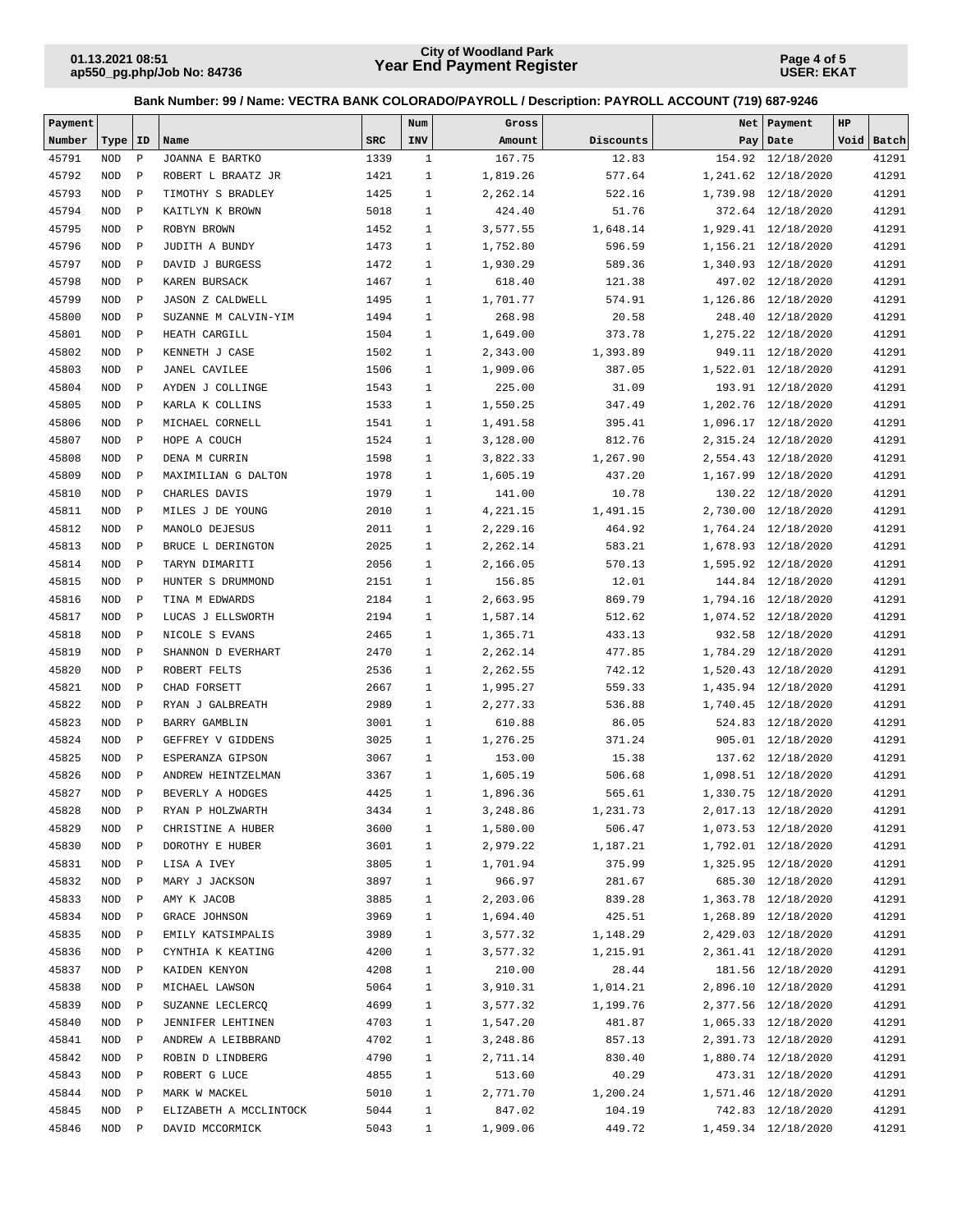**Bank Number: 99 / Name: VECTRA BANK COLORADO/PAYROLL / Description: PAYROLL ACCOUNT (719) 687-9246**

| Payment Number | Type | ID | Name | SRC | Num INV | Gross Amount | Discounts | Net Pay | Payment Date | HP Void | Batch |
|---|---|---|---|---|---|---|---|---|---|---|---|
| 45791 | NOD | P | JOANNA E BARTKO | 1339 | 1 | 167.75 | 12.83 | 154.92 | 12/18/2020 | | 41291 |
| 45792 | NOD | P | ROBERT L BRAATZ JR | 1421 | 1 | 1,819.26 | 577.64 | 1,241.62 | 12/18/2020 | | 41291 |
| 45793 | NOD | P | TIMOTHY S BRADLEY | 1425 | 1 | 2,262.14 | 522.16 | 1,739.98 | 12/18/2020 | | 41291 |
| 45794 | NOD | P | KAITLYN K BROWN | 5018 | 1 | 424.40 | 51.76 | 372.64 | 12/18/2020 | | 41291 |
| 45795 | NOD | P | ROBYN BROWN | 1452 | 1 | 3,577.55 | 1,648.14 | 1,929.41 | 12/18/2020 | | 41291 |
| 45796 | NOD | P | JUDITH A BUNDY | 1473 | 1 | 1,752.80 | 596.59 | 1,156.21 | 12/18/2020 | | 41291 |
| 45797 | NOD | P | DAVID J BURGESS | 1472 | 1 | 1,930.29 | 589.36 | 1,340.93 | 12/18/2020 | | 41291 |
| 45798 | NOD | P | KAREN BURSACK | 1467 | 1 | 618.40 | 121.38 | 497.02 | 12/18/2020 | | 41291 |
| 45799 | NOD | P | JASON Z CALDWELL | 1495 | 1 | 1,701.77 | 574.91 | 1,126.86 | 12/18/2020 | | 41291 |
| 45800 | NOD | P | SUZANNE M CALVIN-YIM | 1494 | 1 | 268.98 | 20.58 | 248.40 | 12/18/2020 | | 41291 |
| 45801 | NOD | P | HEATH CARGILL | 1504 | 1 | 1,649.00 | 373.78 | 1,275.22 | 12/18/2020 | | 41291 |
| 45802 | NOD | P | KENNETH J CASE | 1502 | 1 | 2,343.00 | 1,393.89 | 949.11 | 12/18/2020 | | 41291 |
| 45803 | NOD | P | JANEL CAVILEE | 1506 | 1 | 1,909.06 | 387.05 | 1,522.01 | 12/18/2020 | | 41291 |
| 45804 | NOD | P | AYDEN J COLLINGE | 1543 | 1 | 225.00 | 31.09 | 193.91 | 12/18/2020 | | 41291 |
| 45805 | NOD | P | KARLA K COLLINS | 1533 | 1 | 1,550.25 | 347.49 | 1,202.76 | 12/18/2020 | | 41291 |
| 45806 | NOD | P | MICHAEL CORNELL | 1541 | 1 | 1,491.58 | 395.41 | 1,096.17 | 12/18/2020 | | 41291 |
| 45807 | NOD | P | HOPE A COUCH | 1524 | 1 | 3,128.00 | 812.76 | 2,315.24 | 12/18/2020 | | 41291 |
| 45808 | NOD | P | DENA M CURRIN | 1598 | 1 | 3,822.33 | 1,267.90 | 2,554.43 | 12/18/2020 | | 41291 |
| 45809 | NOD | P | MAXIMILIAN G DALTON | 1978 | 1 | 1,605.19 | 437.20 | 1,167.99 | 12/18/2020 | | 41291 |
| 45810 | NOD | P | CHARLES DAVIS | 1979 | 1 | 141.00 | 10.78 | 130.22 | 12/18/2020 | | 41291 |
| 45811 | NOD | P | MILES J DE YOUNG | 2010 | 1 | 4,221.15 | 1,491.15 | 2,730.00 | 12/18/2020 | | 41291 |
| 45812 | NOD | P | MANOLO DEJESUS | 2011 | 1 | 2,229.16 | 464.92 | 1,764.24 | 12/18/2020 | | 41291 |
| 45813 | NOD | P | BRUCE L DERINGTON | 2025 | 1 | 2,262.14 | 583.21 | 1,678.93 | 12/18/2020 | | 41291 |
| 45814 | NOD | P | TARYN DIMARITI | 2056 | 1 | 2,166.05 | 570.13 | 1,595.92 | 12/18/2020 | | 41291 |
| 45815 | NOD | P | HUNTER S DRUMMOND | 2151 | 1 | 156.85 | 12.01 | 144.84 | 12/18/2020 | | 41291 |
| 45816 | NOD | P | TINA M EDWARDS | 2184 | 1 | 2,663.95 | 869.79 | 1,794.16 | 12/18/2020 | | 41291 |
| 45817 | NOD | P | LUCAS J ELLSWORTH | 2194 | 1 | 1,587.14 | 512.62 | 1,074.52 | 12/18/2020 | | 41291 |
| 45818 | NOD | P | NICOLE S EVANS | 2465 | 1 | 1,365.71 | 433.13 | 932.58 | 12/18/2020 | | 41291 |
| 45819 | NOD | P | SHANNON D EVERHART | 2470 | 1 | 2,262.14 | 477.85 | 1,784.29 | 12/18/2020 | | 41291 |
| 45820 | NOD | P | ROBERT FELTS | 2536 | 1 | 2,262.55 | 742.12 | 1,520.43 | 12/18/2020 | | 41291 |
| 45821 | NOD | P | CHAD FORSETT | 2667 | 1 | 1,995.27 | 559.33 | 1,435.94 | 12/18/2020 | | 41291 |
| 45822 | NOD | P | RYAN J GALBREATH | 2989 | 1 | 2,277.33 | 536.88 | 1,740.45 | 12/18/2020 | | 41291 |
| 45823 | NOD | P | BARRY GAMBLIN | 3001 | 1 | 610.88 | 86.05 | 524.83 | 12/18/2020 | | 41291 |
| 45824 | NOD | P | GEFFREY V GIDDENS | 3025 | 1 | 1,276.25 | 371.24 | 905.01 | 12/18/2020 | | 41291 |
| 45825 | NOD | P | ESPERANZA GIPSON | 3067 | 1 | 153.00 | 15.38 | 137.62 | 12/18/2020 | | 41291 |
| 45826 | NOD | P | ANDREW HEINTZELMAN | 3367 | 1 | 1,605.19 | 506.68 | 1,098.51 | 12/18/2020 | | 41291 |
| 45827 | NOD | P | BEVERLY A HODGES | 4425 | 1 | 1,896.36 | 565.61 | 1,330.75 | 12/18/2020 | | 41291 |
| 45828 | NOD | P | RYAN P HOLZWARTH | 3434 | 1 | 3,248.86 | 1,231.73 | 2,017.13 | 12/18/2020 | | 41291 |
| 45829 | NOD | P | CHRISTINE A HUBER | 3600 | 1 | 1,580.00 | 506.47 | 1,073.53 | 12/18/2020 | | 41291 |
| 45830 | NOD | P | DOROTHY E HUBER | 3601 | 1 | 2,979.22 | 1,187.21 | 1,792.01 | 12/18/2020 | | 41291 |
| 45831 | NOD | P | LISA A IVEY | 3805 | 1 | 1,701.94 | 375.99 | 1,325.95 | 12/18/2020 | | 41291 |
| 45832 | NOD | P | MARY J JACKSON | 3897 | 1 | 966.97 | 281.67 | 685.30 | 12/18/2020 | | 41291 |
| 45833 | NOD | P | AMY K JACOB | 3885 | 1 | 2,203.06 | 839.28 | 1,363.78 | 12/18/2020 | | 41291 |
| 45834 | NOD | P | GRACE JOHNSON | 3969 | 1 | 1,694.40 | 425.51 | 1,268.89 | 12/18/2020 | | 41291 |
| 45835 | NOD | P | EMILY KATSIMPALIS | 3989 | 1 | 3,577.32 | 1,148.29 | 2,429.03 | 12/18/2020 | | 41291 |
| 45836 | NOD | P | CYNTHIA K KEATING | 4200 | 1 | 3,577.32 | 1,215.91 | 2,361.41 | 12/18/2020 | | 41291 |
| 45837 | NOD | P | KAIDEN KENYON | 4208 | 1 | 210.00 | 28.44 | 181.56 | 12/18/2020 | | 41291 |
| 45838 | NOD | P | MICHAEL LAWSON | 5064 | 1 | 3,910.31 | 1,014.21 | 2,896.10 | 12/18/2020 | | 41291 |
| 45839 | NOD | P | SUZANNE LECLERCQ | 4699 | 1 | 3,577.32 | 1,199.76 | 2,377.56 | 12/18/2020 | | 41291 |
| 45840 | NOD | P | JENNIFER LEHTINEN | 4703 | 1 | 1,547.20 | 481.87 | 1,065.33 | 12/18/2020 | | 41291 |
| 45841 | NOD | P | ANDREW A LEIBBRAND | 4702 | 1 | 3,248.86 | 857.13 | 2,391.73 | 12/18/2020 | | 41291 |
| 45842 | NOD | P | ROBIN D LINDBERG | 4790 | 1 | 2,711.14 | 830.40 | 1,880.74 | 12/18/2020 | | 41291 |
| 45843 | NOD | P | ROBERT G LUCE | 4855 | 1 | 513.60 | 40.29 | 473.31 | 12/18/2020 | | 41291 |
| 45844 | NOD | P | MARK W MACKEL | 5010 | 1 | 2,771.70 | 1,200.24 | 1,571.46 | 12/18/2020 | | 41291 |
| 45845 | NOD | P | ELIZABETH A MCCLINTOCK | 5044 | 1 | 847.02 | 104.19 | 742.83 | 12/18/2020 | | 41291 |
| 45846 | NOD | P | DAVID MCCORMICK | 5043 | 1 | 1,909.06 | 449.72 | 1,459.34 | 12/18/2020 | | 41291 |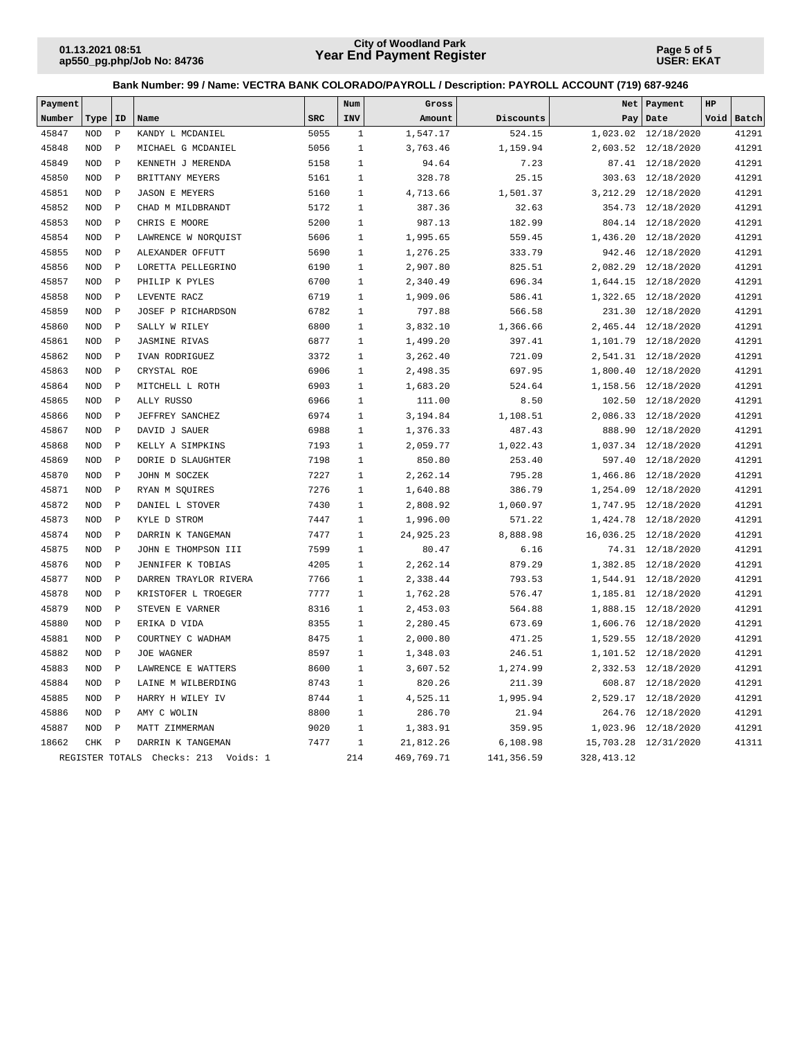**Bank Number: 99 / Name: VECTRA BANK COLORADO/PAYROLL / Description: PAYROLL ACCOUNT (719) 687-9246**

| Payment Number | Type | ID | Name | SRC | Num INV | Gross Amount | Discounts | Net Pay | Payment Date | HP Void | Batch |
|---|---|---|---|---|---|---|---|---|---|---|---|
| 45847 | NOD | P | KANDY L MCDANIEL | 5055 | 1 | 1,547.17 | 524.15 | 1,023.02 | 12/18/2020 | | 41291 |
| 45848 | NOD | P | MICHAEL G MCDANIEL | 5056 | 1 | 3,763.46 | 1,159.94 | 2,603.52 | 12/18/2020 | | 41291 |
| 45849 | NOD | P | KENNETH J MERENDA | 5158 | 1 | 94.64 | 7.23 | 87.41 | 12/18/2020 | | 41291 |
| 45850 | NOD | P | BRITTANY MEYERS | 5161 | 1 | 328.78 | 25.15 | 303.63 | 12/18/2020 | | 41291 |
| 45851 | NOD | P | JASON E MEYERS | 5160 | 1 | 4,713.66 | 1,501.37 | 3,212.29 | 12/18/2020 | | 41291 |
| 45852 | NOD | P | CHAD M MILDBRANDT | 5172 | 1 | 387.36 | 32.63 | 354.73 | 12/18/2020 | | 41291 |
| 45853 | NOD | P | CHRIS E MOORE | 5200 | 1 | 987.13 | 182.99 | 804.14 | 12/18/2020 | | 41291 |
| 45854 | NOD | P | LAWRENCE W NORQUIST | 5606 | 1 | 1,995.65 | 559.45 | 1,436.20 | 12/18/2020 | | 41291 |
| 45855 | NOD | P | ALEXANDER OFFUTT | 5690 | 1 | 1,276.25 | 333.79 | 942.46 | 12/18/2020 | | 41291 |
| 45856 | NOD | P | LORETTA PELLEGRINO | 6190 | 1 | 2,907.80 | 825.51 | 2,082.29 | 12/18/2020 | | 41291 |
| 45857 | NOD | P | PHILIP K PYLES | 6700 | 1 | 2,340.49 | 696.34 | 1,644.15 | 12/18/2020 | | 41291 |
| 45858 | NOD | P | LEVENTE RACZ | 6719 | 1 | 1,909.06 | 586.41 | 1,322.65 | 12/18/2020 | | 41291 |
| 45859 | NOD | P | JOSEF P RICHARDSON | 6782 | 1 | 797.88 | 566.58 | 231.30 | 12/18/2020 | | 41291 |
| 45860 | NOD | P | SALLY W RILEY | 6800 | 1 | 3,832.10 | 1,366.66 | 2,465.44 | 12/18/2020 | | 41291 |
| 45861 | NOD | P | JASMINE RIVAS | 6877 | 1 | 1,499.20 | 397.41 | 1,101.79 | 12/18/2020 | | 41291 |
| 45862 | NOD | P | IVAN RODRIGUEZ | 3372 | 1 | 3,262.40 | 721.09 | 2,541.31 | 12/18/2020 | | 41291 |
| 45863 | NOD | P | CRYSTAL ROE | 6906 | 1 | 2,498.35 | 697.95 | 1,800.40 | 12/18/2020 | | 41291 |
| 45864 | NOD | P | MITCHELL L ROTH | 6903 | 1 | 1,683.20 | 524.64 | 1,158.56 | 12/18/2020 | | 41291 |
| 45865 | NOD | P | ALLY RUSSO | 6966 | 1 | 111.00 | 8.50 | 102.50 | 12/18/2020 | | 41291 |
| 45866 | NOD | P | JEFFREY SANCHEZ | 6974 | 1 | 3,194.84 | 1,108.51 | 2,086.33 | 12/18/2020 | | 41291 |
| 45867 | NOD | P | DAVID J SAUER | 6988 | 1 | 1,376.33 | 487.43 | 888.90 | 12/18/2020 | | 41291 |
| 45868 | NOD | P | KELLY A SIMPKINS | 7193 | 1 | 2,059.77 | 1,022.43 | 1,037.34 | 12/18/2020 | | 41291 |
| 45869 | NOD | P | DORIE D SLAUGHTER | 7198 | 1 | 850.80 | 253.40 | 597.40 | 12/18/2020 | | 41291 |
| 45870 | NOD | P | JOHN M SOCZEK | 7227 | 1 | 2,262.14 | 795.28 | 1,466.86 | 12/18/2020 | | 41291 |
| 45871 | NOD | P | RYAN M SQUIRES | 7276 | 1 | 1,640.88 | 386.79 | 1,254.09 | 12/18/2020 | | 41291 |
| 45872 | NOD | P | DANIEL L STOVER | 7430 | 1 | 2,808.92 | 1,060.97 | 1,747.95 | 12/18/2020 | | 41291 |
| 45873 | NOD | P | KYLE D STROM | 7447 | 1 | 1,996.00 | 571.22 | 1,424.78 | 12/18/2020 | | 41291 |
| 45874 | NOD | P | DARRIN K TANGEMAN | 7477 | 1 | 24,925.23 | 8,888.98 | 16,036.25 | 12/18/2020 | | 41291 |
| 45875 | NOD | P | JOHN E THOMPSON III | 7599 | 1 | 80.47 | 6.16 | 74.31 | 12/18/2020 | | 41291 |
| 45876 | NOD | P | JENNIFER K TOBIAS | 4205 | 1 | 2,262.14 | 879.29 | 1,382.85 | 12/18/2020 | | 41291 |
| 45877 | NOD | P | DARREN TRAYLOR RIVERA | 7766 | 1 | 2,338.44 | 793.53 | 1,544.91 | 12/18/2020 | | 41291 |
| 45878 | NOD | P | KRISTOFER L TROEGER | 7777 | 1 | 1,762.28 | 576.47 | 1,185.81 | 12/18/2020 | | 41291 |
| 45879 | NOD | P | STEVEN E VARNER | 8316 | 1 | 2,453.03 | 564.88 | 1,888.15 | 12/18/2020 | | 41291 |
| 45880 | NOD | P | ERIKA D VIDA | 8355 | 1 | 2,280.45 | 673.69 | 1,606.76 | 12/18/2020 | | 41291 |
| 45881 | NOD | P | COURTNEY C WADHAM | 8475 | 1 | 2,000.80 | 471.25 | 1,529.55 | 12/18/2020 | | 41291 |
| 45882 | NOD | P | JOE WAGNER | 8597 | 1 | 1,348.03 | 246.51 | 1,101.52 | 12/18/2020 | | 41291 |
| 45883 | NOD | P | LAWRENCE E WATTERS | 8600 | 1 | 3,607.52 | 1,274.99 | 2,332.53 | 12/18/2020 | | 41291 |
| 45884 | NOD | P | LAINE M WILBERDING | 8743 | 1 | 820.26 | 211.39 | 608.87 | 12/18/2020 | | 41291 |
| 45885 | NOD | P | HARRY H WILEY IV | 8744 | 1 | 4,525.11 | 1,995.94 | 2,529.17 | 12/18/2020 | | 41291 |
| 45886 | NOD | P | AMY C WOLIN | 8800 | 1 | 286.70 | 21.94 | 264.76 | 12/18/2020 | | 41291 |
| 45887 | NOD | P | MATT ZIMMERMAN | 9020 | 1 | 1,383.91 | 359.95 | 1,023.96 | 12/18/2020 | | 41291 |
| 18662 | CHK | P | DARRIN K TANGEMAN | 7477 | 1 | 21,812.26 | 6,108.98 | 15,703.28 | 12/31/2020 | | 41311 |
| REGISTER TOTALS | | | Checks: 213 Voids: 1 | | 214 | 469,769.71 | 141,356.59 | 328,413.12 | | | |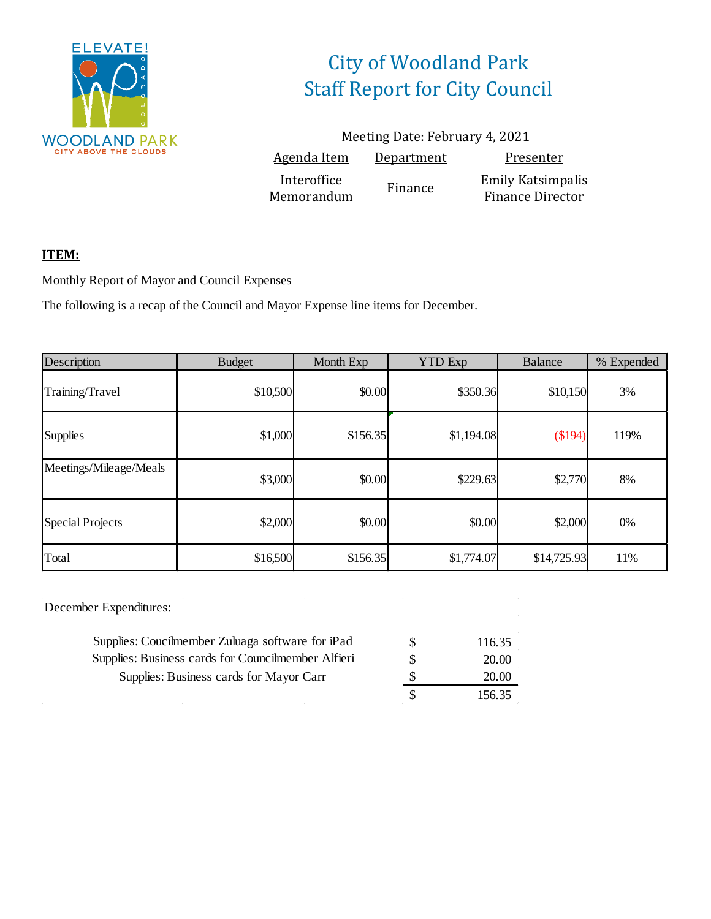# City of Woodland Park
## Staff Report for City Council

Meeting Date: February 4, 2021

| Agenda Item | Department | Presenter |
|---|---|---|
| Interoffice Memorandum | Finance | Emily Katsimpalis Finance Director |

**ITEM:**

Monthly Report of Mayor and Council Expenses

The following is a recap of the Council and Mayor Expense line items for December.

| Description | Budget | Month Exp | YTD Exp | Balance | % Expended |
|---|---|---|---|---|---|
| Training/Travel | $10,500 | $0.00 | $350.36 | $10,150 | 3% |
| Supplies | $1,000 | $156.35 | $1,194.08 | ($194) | 119% |
| Meetings/Mileage/Meals | $3,000 | $0.00 | $229.63 | $2,770 | 8% |
| Special Projects | $2,000 | $0.00 | $0.00 | $2,000 | 0% |
| Total | $16,500 | $156.35 | $1,774.07 | $14,725.93 | 11% |

December Expenditures:

| | | |
|---|---|---|
| Supplies: Coucilmember Zuluaga software for iPad | $ | 116.35 |
| Supplies: Business cards for Councilmember Alfieri | $ | 20.00 |
| Supplies: Business cards for Mayor Carr | $ | 20.00 |
| | $ | 156.35 |